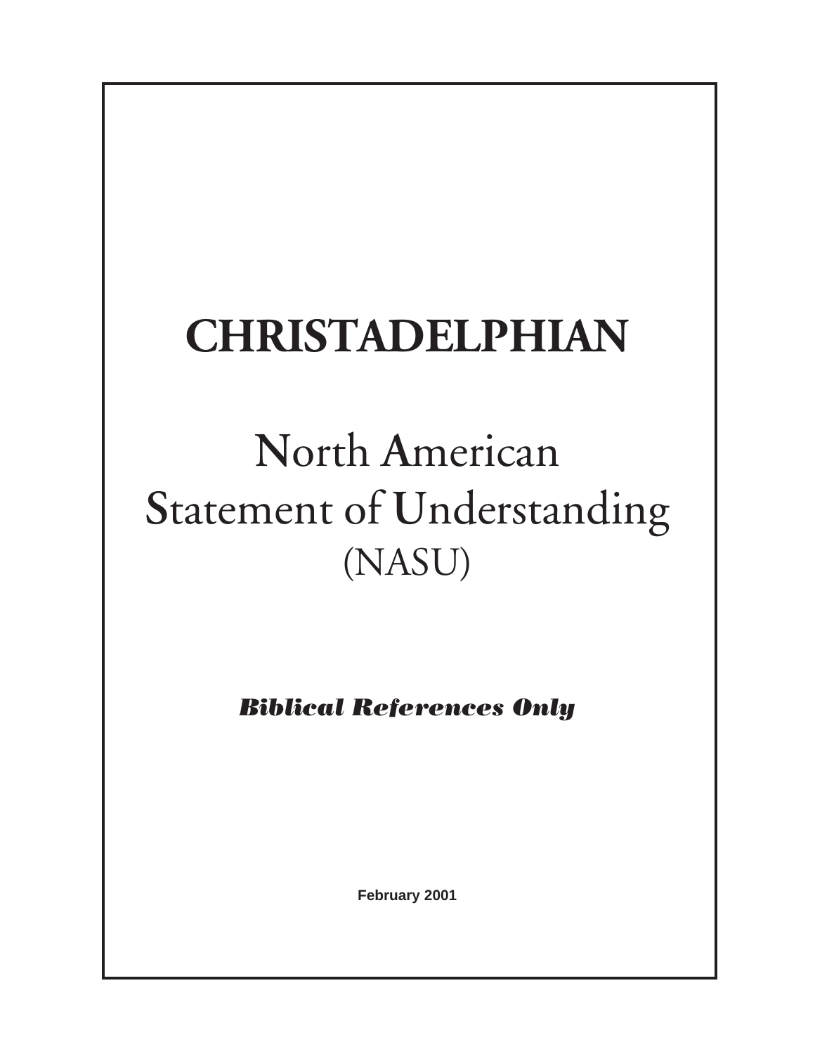# CHRISTADELPHIAN

## North American Statement of Understanding (NASU)

***Biblical References Only***

**February 2001**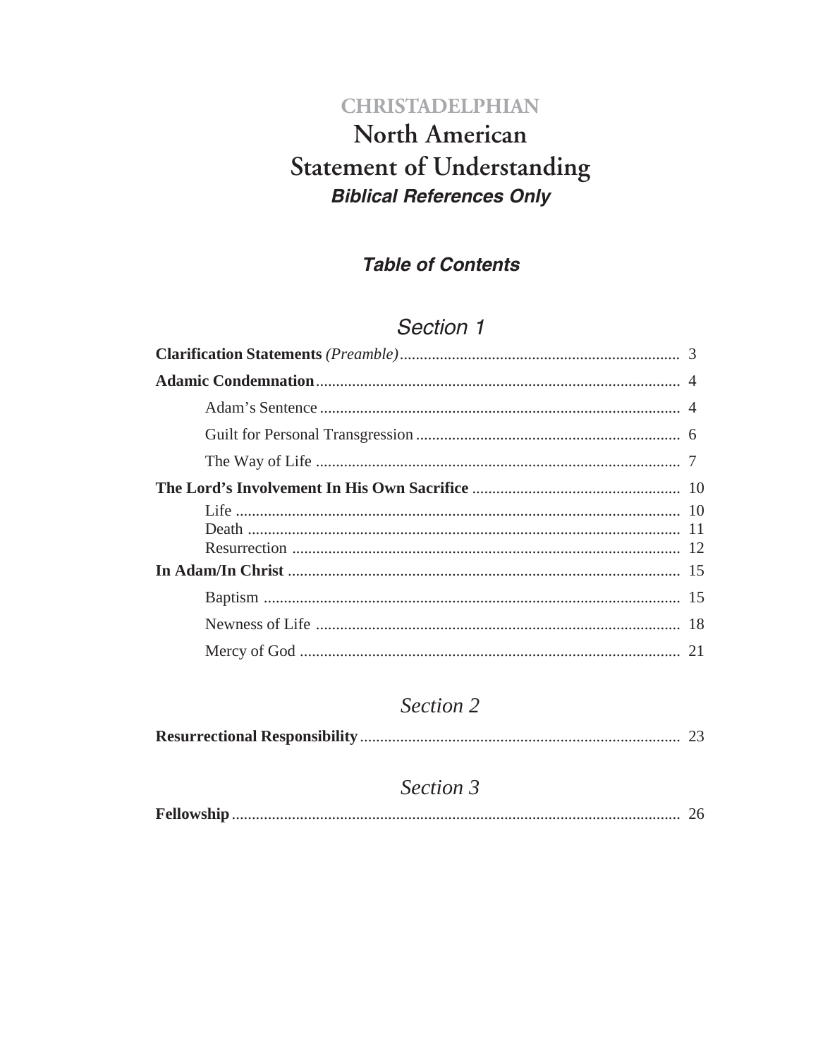CHRISTADELPHIAN

# North American Statement of Understanding

***Biblical References Only***

## ***Table of Contents***

### *Section 1*

**Clarification Statements** *(Preamble)* ..................... 3

**Adamic Condemnation** ..................... 4

- Adam's Sentence ..................... 4
- Guilt for Personal Transgression ..................... 6
- The Way of Life ..................... 7

**The Lord's Involvement In His Own Sacrifice** ..................... 10

- Life ..................... 10
- Death ..................... 11
- Resurrection ..................... 12

**In Adam/In Christ** ..................... 15

- Baptism ..................... 15
- Newness of Life ..................... 18
- Mercy of God ..................... 21

### *Section 2*

**Resurrectional Responsibility** ..................... 23

### *Section 3*

**Fellowship** ..................... 26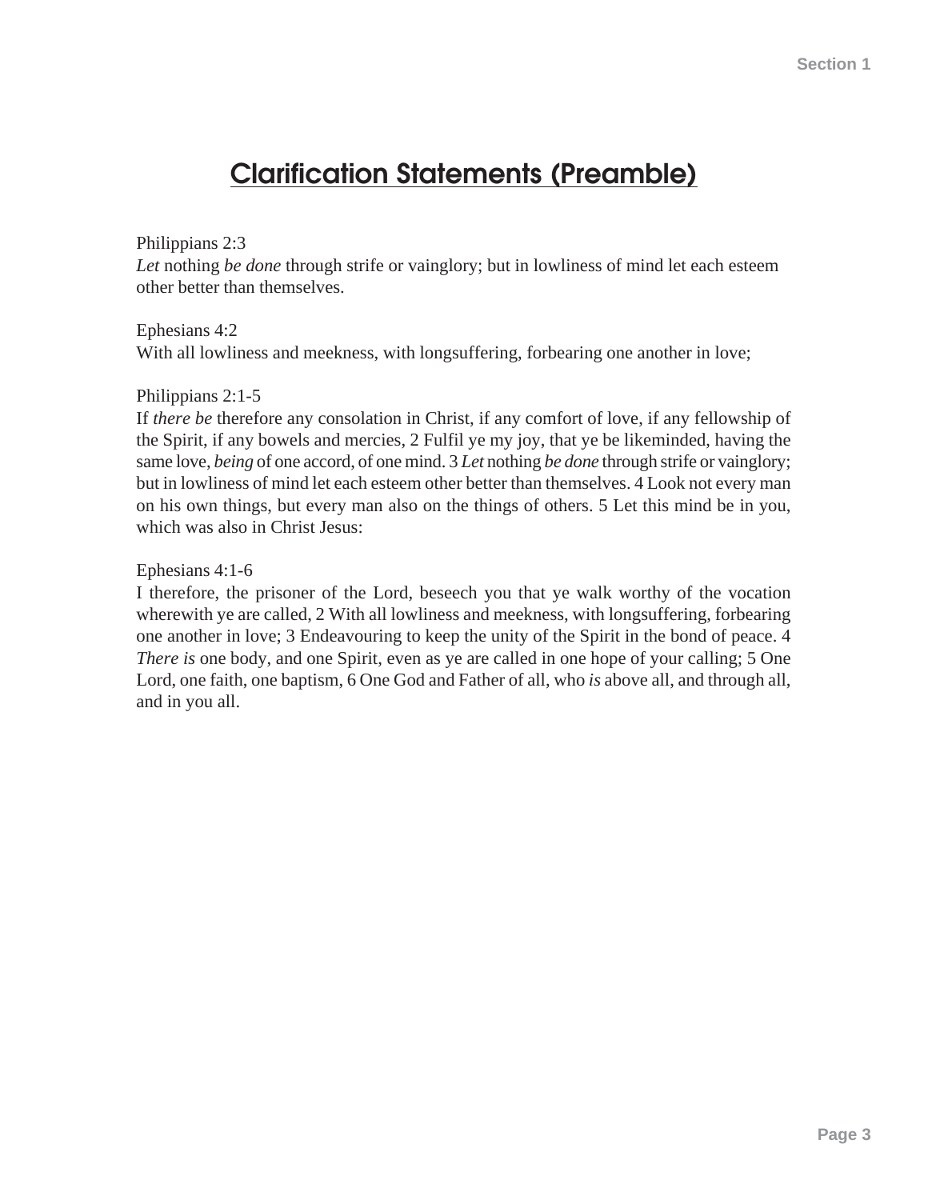# Clarification Statements (Preamble)

Philippians 2:3
*Let* nothing *be done* through strife or vainglory; but in lowliness of mind let each esteem other better than themselves.

Ephesians 4:2
With all lowliness and meekness, with longsuffering, forbearing one another in love;

Philippians 2:1-5
If *there be* therefore any consolation in Christ, if any comfort of love, if any fellowship of the Spirit, if any bowels and mercies, 2 Fulfil ye my joy, that ye be likeminded, having the same love, *being* of one accord, of one mind. 3 *Let* nothing *be done* through strife or vainglory; but in lowliness of mind let each esteem other better than themselves. 4 Look not every man on his own things, but every man also on the things of others. 5 Let this mind be in you, which was also in Christ Jesus:

Ephesians 4:1-6
I therefore, the prisoner of the Lord, beseech you that ye walk worthy of the vocation wherewith ye are called, 2 With all lowliness and meekness, with longsuffering, forbearing one another in love; 3 Endeavouring to keep the unity of the Spirit in the bond of peace. 4 *There is* one body, and one Spirit, even as ye are called in one hope of your calling; 5 One Lord, one faith, one baptism, 6 One God and Father of all, who *is* above all, and through all, and in you all.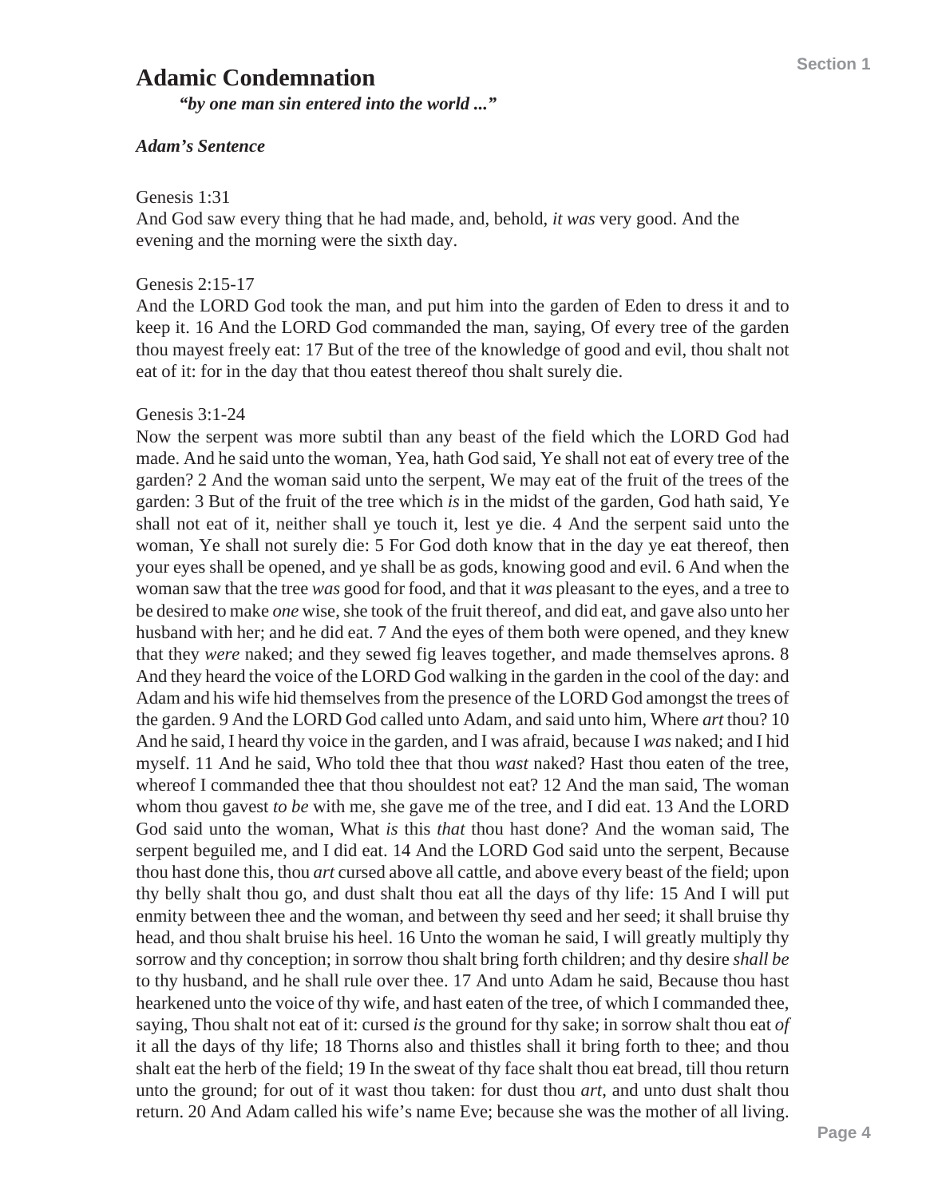# Adamic Condemnation

***"by one man sin entered into the world ..."***

***Adam's Sentence***

Genesis 1:31
And God saw every thing that he had made, and, behold, *it was* very good. And the evening and the morning were the sixth day.

Genesis 2:15-17
And the LORD God took the man, and put him into the garden of Eden to dress it and to keep it. 16 And the LORD God commanded the man, saying, Of every tree of the garden thou mayest freely eat: 17 But of the tree of the knowledge of good and evil, thou shalt not eat of it: for in the day that thou eatest thereof thou shalt surely die.

Genesis 3:1-24
Now the serpent was more subtil than any beast of the field which the LORD God had made. And he said unto the woman, Yea, hath God said, Ye shall not eat of every tree of the garden? 2 And the woman said unto the serpent, We may eat of the fruit of the trees of the garden: 3 But of the fruit of the tree which *is* in the midst of the garden, God hath said, Ye shall not eat of it, neither shall ye touch it, lest ye die. 4 And the serpent said unto the woman, Ye shall not surely die: 5 For God doth know that in the day ye eat thereof, then your eyes shall be opened, and ye shall be as gods, knowing good and evil. 6 And when the woman saw that the tree *was* good for food, and that it *was* pleasant to the eyes, and a tree to be desired to make *one* wise, she took of the fruit thereof, and did eat, and gave also unto her husband with her; and he did eat. 7 And the eyes of them both were opened, and they knew that they *were* naked; and they sewed fig leaves together, and made themselves aprons. 8 And they heard the voice of the LORD God walking in the garden in the cool of the day: and Adam and his wife hid themselves from the presence of the LORD God amongst the trees of the garden. 9 And the LORD God called unto Adam, and said unto him, Where *art* thou? 10 And he said, I heard thy voice in the garden, and I was afraid, because I *was* naked; and I hid myself. 11 And he said, Who told thee that thou *wast* naked? Hast thou eaten of the tree, whereof I commanded thee that thou shouldest not eat? 12 And the man said, The woman whom thou gavest *to be* with me, she gave me of the tree, and I did eat. 13 And the LORD God said unto the woman, What *is* this *that* thou hast done? And the woman said, The serpent beguiled me, and I did eat. 14 And the LORD God said unto the serpent, Because thou hast done this, thou *art* cursed above all cattle, and above every beast of the field; upon thy belly shalt thou go, and dust shalt thou eat all the days of thy life: 15 And I will put enmity between thee and the woman, and between thy seed and her seed; it shall bruise thy head, and thou shalt bruise his heel. 16 Unto the woman he said, I will greatly multiply thy sorrow and thy conception; in sorrow thou shalt bring forth children; and thy desire *shall be* to thy husband, and he shall rule over thee. 17 And unto Adam he said, Because thou hast hearkened unto the voice of thy wife, and hast eaten of the tree, of which I commanded thee, saying, Thou shalt not eat of it: cursed *is* the ground for thy sake; in sorrow shalt thou eat *of* it all the days of thy life; 18 Thorns also and thistles shall it bring forth to thee; and thou shalt eat the herb of the field; 19 In the sweat of thy face shalt thou eat bread, till thou return unto the ground; for out of it wast thou taken: for dust thou *art*, and unto dust shalt thou return. 20 And Adam called his wife's name Eve; because she was the mother of all living.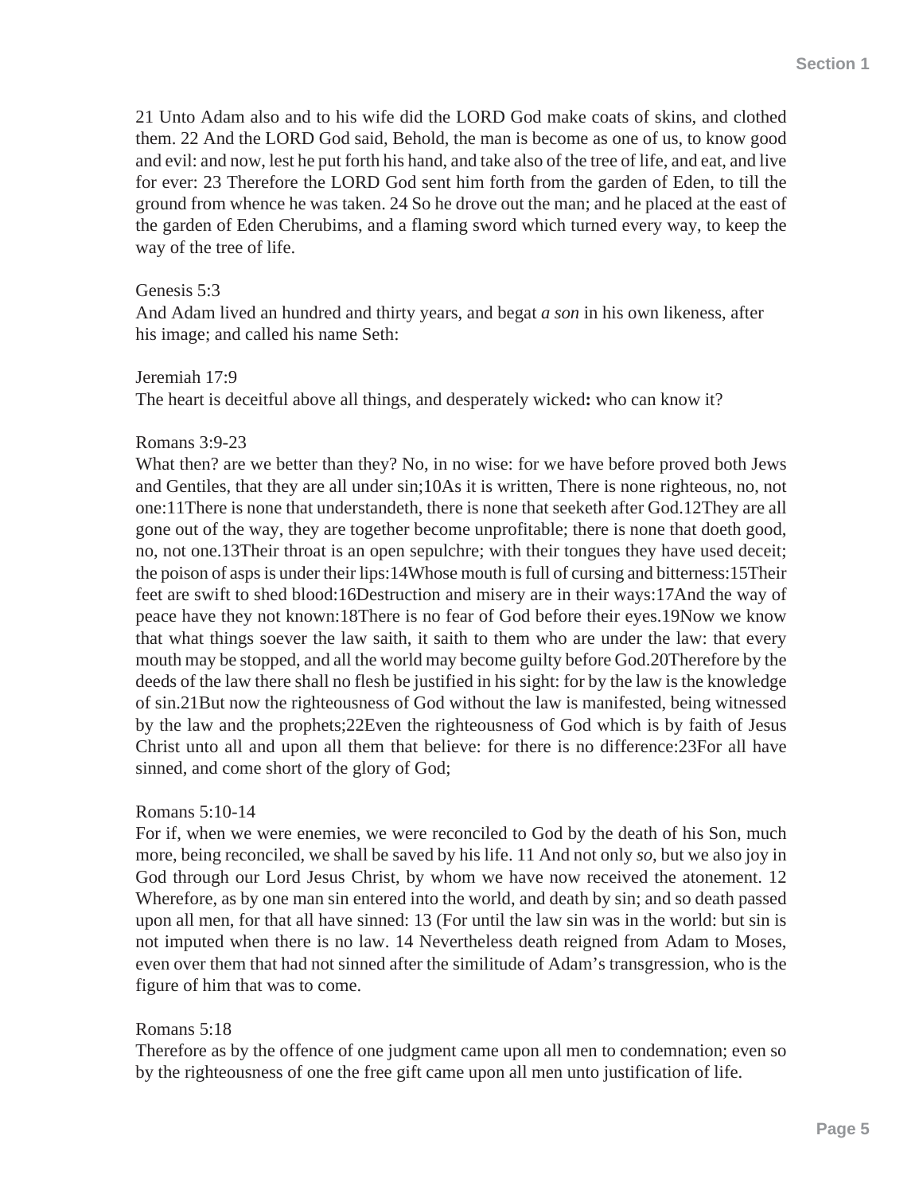21 Unto Adam also and to his wife did the LORD God make coats of skins, and clothed them. 22 And the LORD God said, Behold, the man is become as one of us, to know good and evil: and now, lest he put forth his hand, and take also of the tree of life, and eat, and live for ever: 23 Therefore the LORD God sent him forth from the garden of Eden, to till the ground from whence he was taken. 24 So he drove out the man; and he placed at the east of the garden of Eden Cherubims, and a flaming sword which turned every way, to keep the way of the tree of life.

Genesis 5:3
And Adam lived an hundred and thirty years, and begat *a son* in his own likeness, after his image; and called his name Seth:

Jeremiah 17:9
The heart is deceitful above all things, and desperately wicked**:** who can know it?

Romans 3:9-23
What then? are we better than they? No, in no wise: for we have before proved both Jews and Gentiles, that they are all under sin;10As it is written, There is none righteous, no, not one:11There is none that understandeth, there is none that seeketh after God.12They are all gone out of the way, they are together become unprofitable; there is none that doeth good, no, not one.13Their throat is an open sepulchre; with their tongues they have used deceit; the poison of asps is under their lips:14Whose mouth is full of cursing and bitterness:15Their feet are swift to shed blood:16Destruction and misery are in their ways:17And the way of peace have they not known:18There is no fear of God before their eyes.19Now we know that what things soever the law saith, it saith to them who are under the law: that every mouth may be stopped, and all the world may become guilty before God.20Therefore by the deeds of the law there shall no flesh be justified in his sight: for by the law is the knowledge of sin.21But now the righteousness of God without the law is manifested, being witnessed by the law and the prophets;22Even the righteousness of God which is by faith of Jesus Christ unto all and upon all them that believe: for there is no difference:23For all have sinned, and come short of the glory of God;

Romans 5:10-14
For if, when we were enemies, we were reconciled to God by the death of his Son, much more, being reconciled, we shall be saved by his life. 11 And not only *so*, but we also joy in God through our Lord Jesus Christ, by whom we have now received the atonement. 12 Wherefore, as by one man sin entered into the world, and death by sin; and so death passed upon all men, for that all have sinned: 13 (For until the law sin was in the world: but sin is not imputed when there is no law. 14 Nevertheless death reigned from Adam to Moses, even over them that had not sinned after the similitude of Adam's transgression, who is the figure of him that was to come.

Romans 5:18
Therefore as by the offence of one judgment came upon all men to condemnation; even so by the righteousness of one the free gift came upon all men unto justification of life.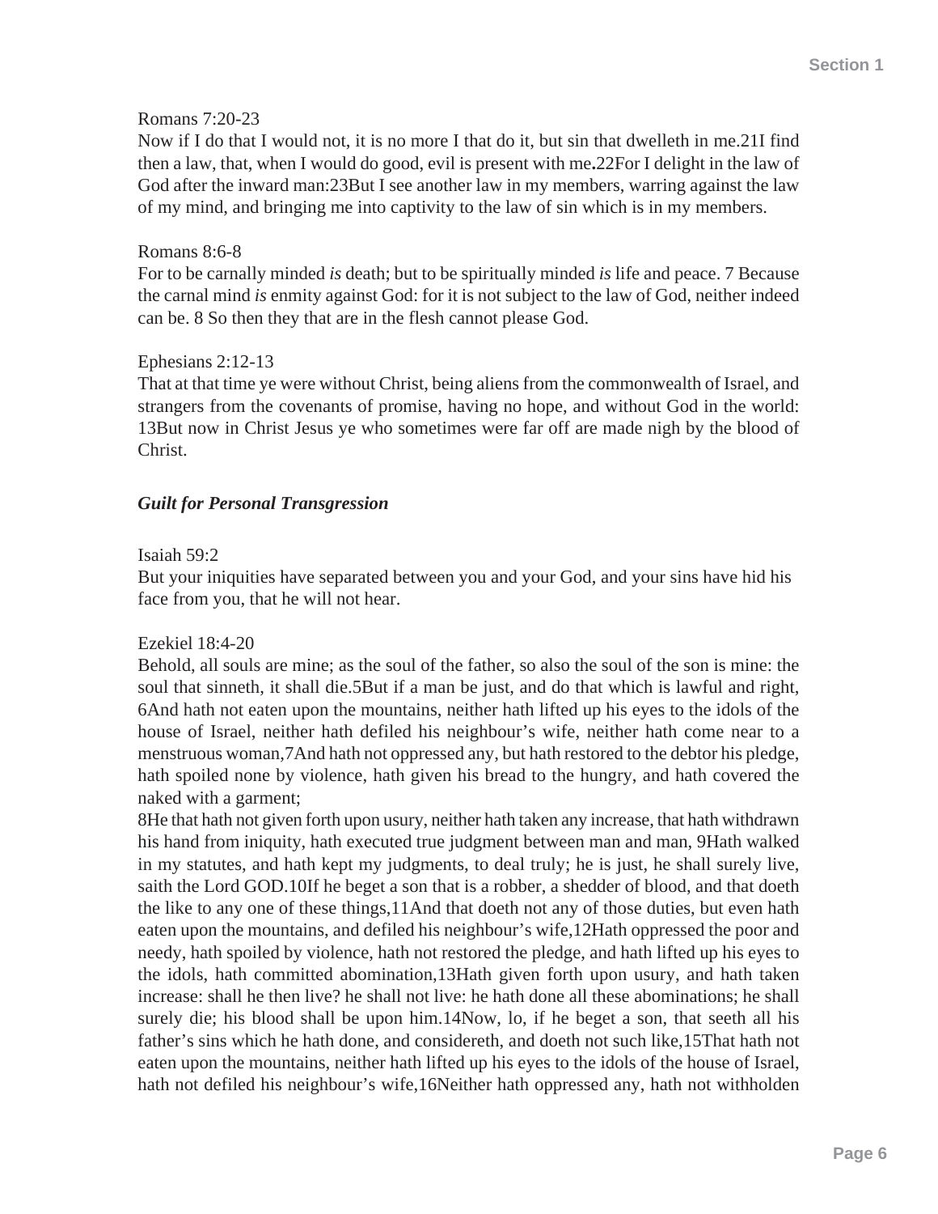Romans 7:20-23

Now if I do that I would not, it is no more I that do it, but sin that dwelleth in me.21I find then a law, that, when I would do good, evil is present with me**.**22For I delight in the law of God after the inward man:23But I see another law in my members, warring against the law of my mind, and bringing me into captivity to the law of sin which is in my members.

Romans 8:6-8

For to be carnally minded *is* death; but to be spiritually minded *is* life and peace. 7 Because the carnal mind *is* enmity against God: for it is not subject to the law of God, neither indeed can be. 8 So then they that are in the flesh cannot please God.

Ephesians 2:12-13

That at that time ye were without Christ, being aliens from the commonwealth of Israel, and strangers from the covenants of promise, having no hope, and without God in the world: 13But now in Christ Jesus ye who sometimes were far off are made nigh by the blood of Christ.

***Guilt for Personal Transgression***

Isaiah 59:2

But your iniquities have separated between you and your God, and your sins have hid his face from you, that he will not hear.

Ezekiel 18:4-20

Behold, all souls are mine; as the soul of the father, so also the soul of the son is mine: the soul that sinneth, it shall die.5But if a man be just, and do that which is lawful and right, 6And hath not eaten upon the mountains, neither hath lifted up his eyes to the idols of the house of Israel, neither hath defiled his neighbour's wife, neither hath come near to a menstruous woman,7And hath not oppressed any, but hath restored to the debtor his pledge, hath spoiled none by violence, hath given his bread to the hungry, and hath covered the naked with a garment;

8He that hath not given forth upon usury, neither hath taken any increase, that hath withdrawn his hand from iniquity, hath executed true judgment between man and man, 9Hath walked in my statutes, and hath kept my judgments, to deal truly; he is just, he shall surely live, saith the Lord GOD.10If he beget a son that is a robber, a shedder of blood, and that doeth the like to any one of these things,11And that doeth not any of those duties, but even hath eaten upon the mountains, and defiled his neighbour's wife,12Hath oppressed the poor and needy, hath spoiled by violence, hath not restored the pledge, and hath lifted up his eyes to the idols, hath committed abomination,13Hath given forth upon usury, and hath taken increase: shall he then live? he shall not live: he hath done all these abominations; he shall surely die; his blood shall be upon him.14Now, lo, if he beget a son, that seeth all his father's sins which he hath done, and considereth, and doeth not such like,15That hath not eaten upon the mountains, neither hath lifted up his eyes to the idols of the house of Israel, hath not defiled his neighbour's wife,16Neither hath oppressed any, hath not withholden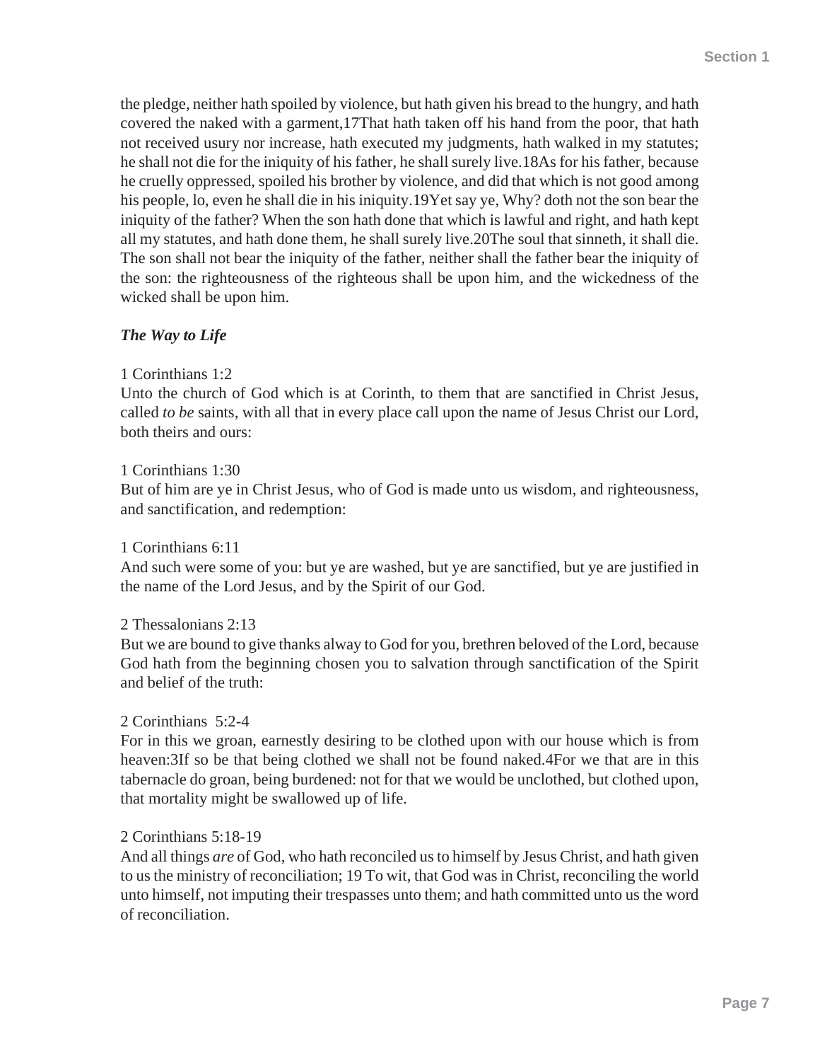the pledge, neither hath spoiled by violence, but hath given his bread to the hungry, and hath covered the naked with a garment,17That hath taken off his hand from the poor, that hath not received usury nor increase, hath executed my judgments, hath walked in my statutes; he shall not die for the iniquity of his father, he shall surely live.18As for his father, because he cruelly oppressed, spoiled his brother by violence, and did that which is not good among his people, lo, even he shall die in his iniquity.19Yet say ye, Why? doth not the son bear the iniquity of the father? When the son hath done that which is lawful and right, and hath kept all my statutes, and hath done them, he shall surely live.20The soul that sinneth, it shall die. The son shall not bear the iniquity of the father, neither shall the father bear the iniquity of the son: the righteousness of the righteous shall be upon him, and the wickedness of the wicked shall be upon him.

***The Way to Life***

1 Corinthians 1:2
Unto the church of God which is at Corinth, to them that are sanctified in Christ Jesus, called *to be* saints, with all that in every place call upon the name of Jesus Christ our Lord, both theirs and ours:

1 Corinthians 1:30
But of him are ye in Christ Jesus, who of God is made unto us wisdom, and righteousness, and sanctification, and redemption:

1 Corinthians 6:11
And such were some of you: but ye are washed, but ye are sanctified, but ye are justified in the name of the Lord Jesus, and by the Spirit of our God.

2 Thessalonians 2:13
But we are bound to give thanks alway to God for you, brethren beloved of the Lord, because God hath from the beginning chosen you to salvation through sanctification of the Spirit and belief of the truth:

2 Corinthians 5:2-4
For in this we groan, earnestly desiring to be clothed upon with our house which is from heaven:3If so be that being clothed we shall not be found naked.4For we that are in this tabernacle do groan, being burdened: not for that we would be unclothed, but clothed upon, that mortality might be swallowed up of life.

2 Corinthians 5:18-19
And all things *are* of God, who hath reconciled us to himself by Jesus Christ, and hath given to us the ministry of reconciliation; 19 To wit, that God was in Christ, reconciling the world unto himself, not imputing their trespasses unto them; and hath committed unto us the word of reconciliation.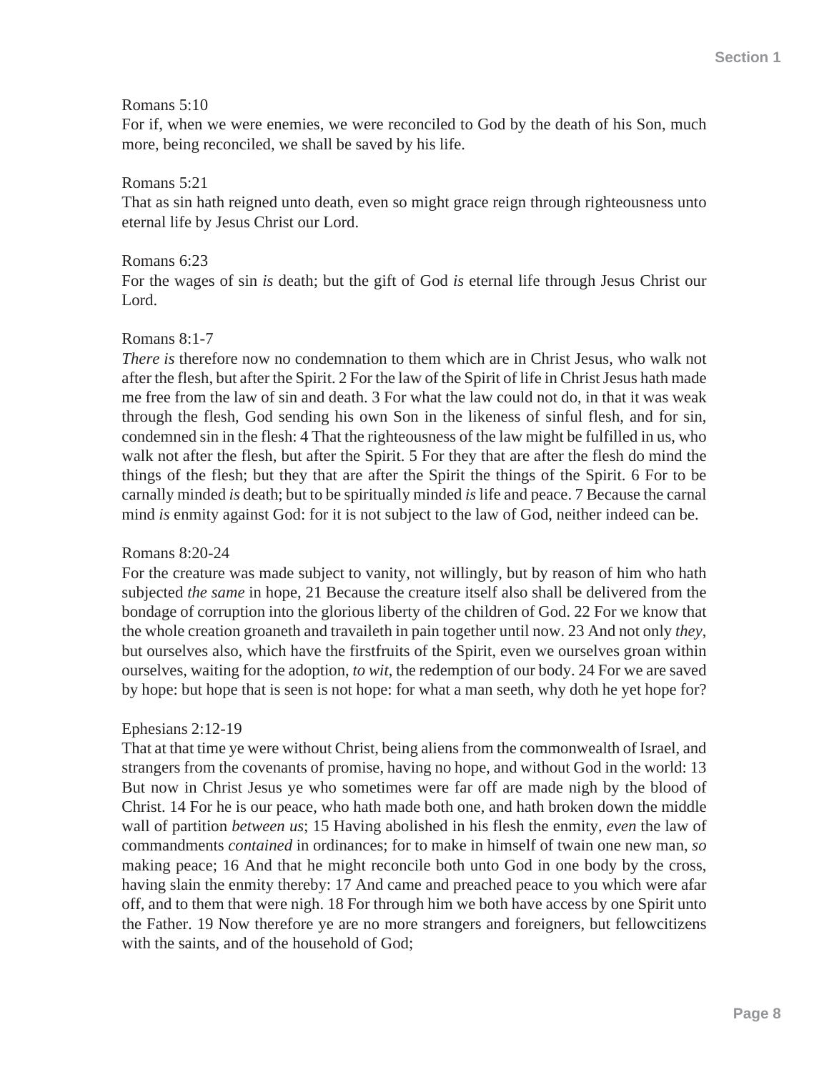Romans 5:10
For if, when we were enemies, we were reconciled to God by the death of his Son, much more, being reconciled, we shall be saved by his life.

Romans 5:21
That as sin hath reigned unto death, even so might grace reign through righteousness unto eternal life by Jesus Christ our Lord.

Romans 6:23
For the wages of sin *is* death; but the gift of God *is* eternal life through Jesus Christ our Lord.

Romans 8:1-7
*There is* therefore now no condemnation to them which are in Christ Jesus, who walk not after the flesh, but after the Spirit. 2 For the law of the Spirit of life in Christ Jesus hath made me free from the law of sin and death. 3 For what the law could not do, in that it was weak through the flesh, God sending his own Son in the likeness of sinful flesh, and for sin, condemned sin in the flesh: 4 That the righteousness of the law might be fulfilled in us, who walk not after the flesh, but after the Spirit. 5 For they that are after the flesh do mind the things of the flesh; but they that are after the Spirit the things of the Spirit. 6 For to be carnally minded *is* death; but to be spiritually minded *is* life and peace. 7 Because the carnal mind *is* enmity against God: for it is not subject to the law of God, neither indeed can be.

Romans 8:20-24
For the creature was made subject to vanity, not willingly, but by reason of him who hath subjected *the same* in hope, 21 Because the creature itself also shall be delivered from the bondage of corruption into the glorious liberty of the children of God. 22 For we know that the whole creation groaneth and travaileth in pain together until now. 23 And not only *they*, but ourselves also, which have the firstfruits of the Spirit, even we ourselves groan within ourselves, waiting for the adoption, *to wit*, the redemption of our body. 24 For we are saved by hope: but hope that is seen is not hope: for what a man seeth, why doth he yet hope for?

Ephesians 2:12-19
That at that time ye were without Christ, being aliens from the commonwealth of Israel, and strangers from the covenants of promise, having no hope, and without God in the world: 13 But now in Christ Jesus ye who sometimes were far off are made nigh by the blood of Christ. 14 For he is our peace, who hath made both one, and hath broken down the middle wall of partition *between us*; 15 Having abolished in his flesh the enmity, *even* the law of commandments *contained* in ordinances; for to make in himself of twain one new man, *so* making peace; 16 And that he might reconcile both unto God in one body by the cross, having slain the enmity thereby: 17 And came and preached peace to you which were afar off, and to them that were nigh. 18 For through him we both have access by one Spirit unto the Father. 19 Now therefore ye are no more strangers and foreigners, but fellowcitizens with the saints, and of the household of God;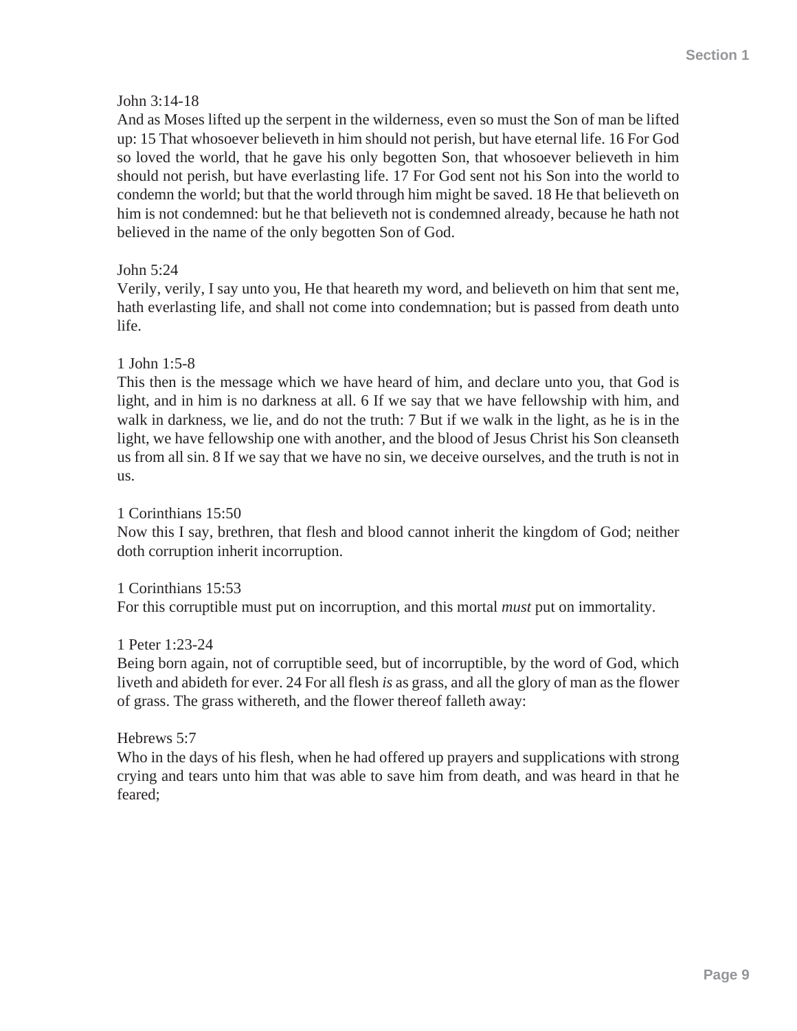John 3:14-18
And as Moses lifted up the serpent in the wilderness, even so must the Son of man be lifted up: 15 That whosoever believeth in him should not perish, but have eternal life. 16 For God so loved the world, that he gave his only begotten Son, that whosoever believeth in him should not perish, but have everlasting life. 17 For God sent not his Son into the world to condemn the world; but that the world through him might be saved. 18 He that believeth on him is not condemned: but he that believeth not is condemned already, because he hath not believed in the name of the only begotten Son of God.

John 5:24
Verily, verily, I say unto you, He that heareth my word, and believeth on him that sent me, hath everlasting life, and shall not come into condemnation; but is passed from death unto life.

1 John 1:5-8
This then is the message which we have heard of him, and declare unto you, that God is light, and in him is no darkness at all. 6 If we say that we have fellowship with him, and walk in darkness, we lie, and do not the truth: 7 But if we walk in the light, as he is in the light, we have fellowship one with another, and the blood of Jesus Christ his Son cleanseth us from all sin. 8 If we say that we have no sin, we deceive ourselves, and the truth is not in us.

1 Corinthians 15:50
Now this I say, brethren, that flesh and blood cannot inherit the kingdom of God; neither doth corruption inherit incorruption.

1 Corinthians 15:53
For this corruptible must put on incorruption, and this mortal *must* put on immortality.

1 Peter 1:23-24
Being born again, not of corruptible seed, but of incorruptible, by the word of God, which liveth and abideth for ever. 24 For all flesh *is* as grass, and all the glory of man as the flower of grass. The grass withereth, and the flower thereof falleth away:

Hebrews 5:7
Who in the days of his flesh, when he had offered up prayers and supplications with strong crying and tears unto him that was able to save him from death, and was heard in that he feared;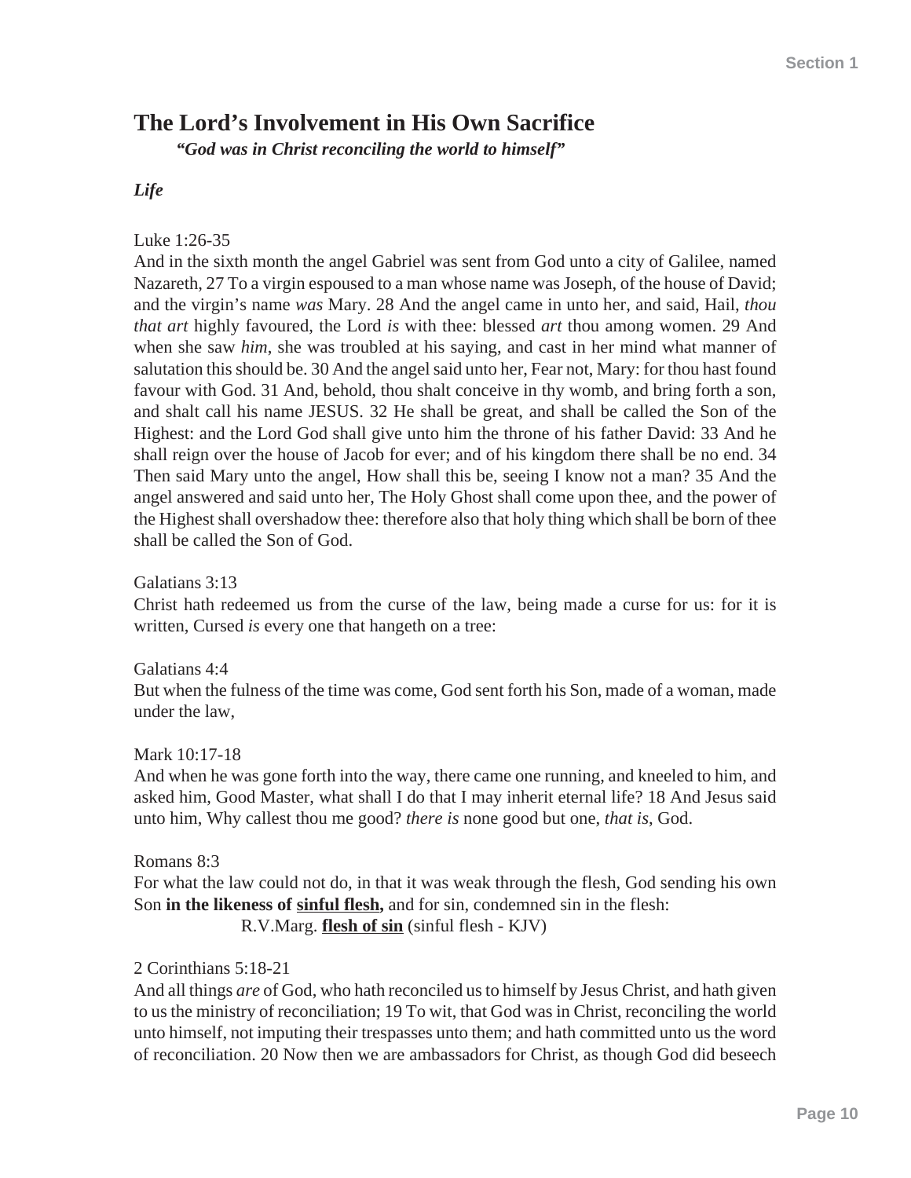# The Lord's Involvement in His Own Sacrifice

***"God was in Christ reconciling the world to himself"***

***Life***

Luke 1:26-35

And in the sixth month the angel Gabriel was sent from God unto a city of Galilee, named Nazareth, 27 To a virgin espoused to a man whose name was Joseph, of the house of David; and the virgin's name *was* Mary. 28 And the angel came in unto her, and said, Hail, *thou that art* highly favoured, the Lord *is* with thee: blessed *art* thou among women. 29 And when she saw *him*, she was troubled at his saying, and cast in her mind what manner of salutation this should be. 30 And the angel said unto her, Fear not, Mary: for thou hast found favour with God. 31 And, behold, thou shalt conceive in thy womb, and bring forth a son, and shalt call his name JESUS. 32 He shall be great, and shall be called the Son of the Highest: and the Lord God shall give unto him the throne of his father David: 33 And he shall reign over the house of Jacob for ever; and of his kingdom there shall be no end. 34 Then said Mary unto the angel, How shall this be, seeing I know not a man? 35 And the angel answered and said unto her, The Holy Ghost shall come upon thee, and the power of the Highest shall overshadow thee: therefore also that holy thing which shall be born of thee shall be called the Son of God.

Galatians 3:13

Christ hath redeemed us from the curse of the law, being made a curse for us: for it is written, Cursed *is* every one that hangeth on a tree:

Galatians 4:4

But when the fulness of the time was come, God sent forth his Son, made of a woman, made under the law,

Mark 10:17-18

And when he was gone forth into the way, there came one running, and kneeled to him, and asked him, Good Master, what shall I do that I may inherit eternal life? 18 And Jesus said unto him, Why callest thou me good? *there is* none good but one, *that is*, God.

Romans 8:3

For what the law could not do, in that it was weak through the flesh, God sending his own Son **in the likeness of <u>sinful flesh</u>,** and for sin, condemned sin in the flesh:

R.V.Marg. **<u>flesh of sin</u>** (sinful flesh - KJV)

2 Corinthians 5:18-21

And all things *are* of God, who hath reconciled us to himself by Jesus Christ, and hath given to us the ministry of reconciliation; 19 To wit, that God was in Christ, reconciling the world unto himself, not imputing their trespasses unto them; and hath committed unto us the word of reconciliation. 20 Now then we are ambassadors for Christ, as though God did beseech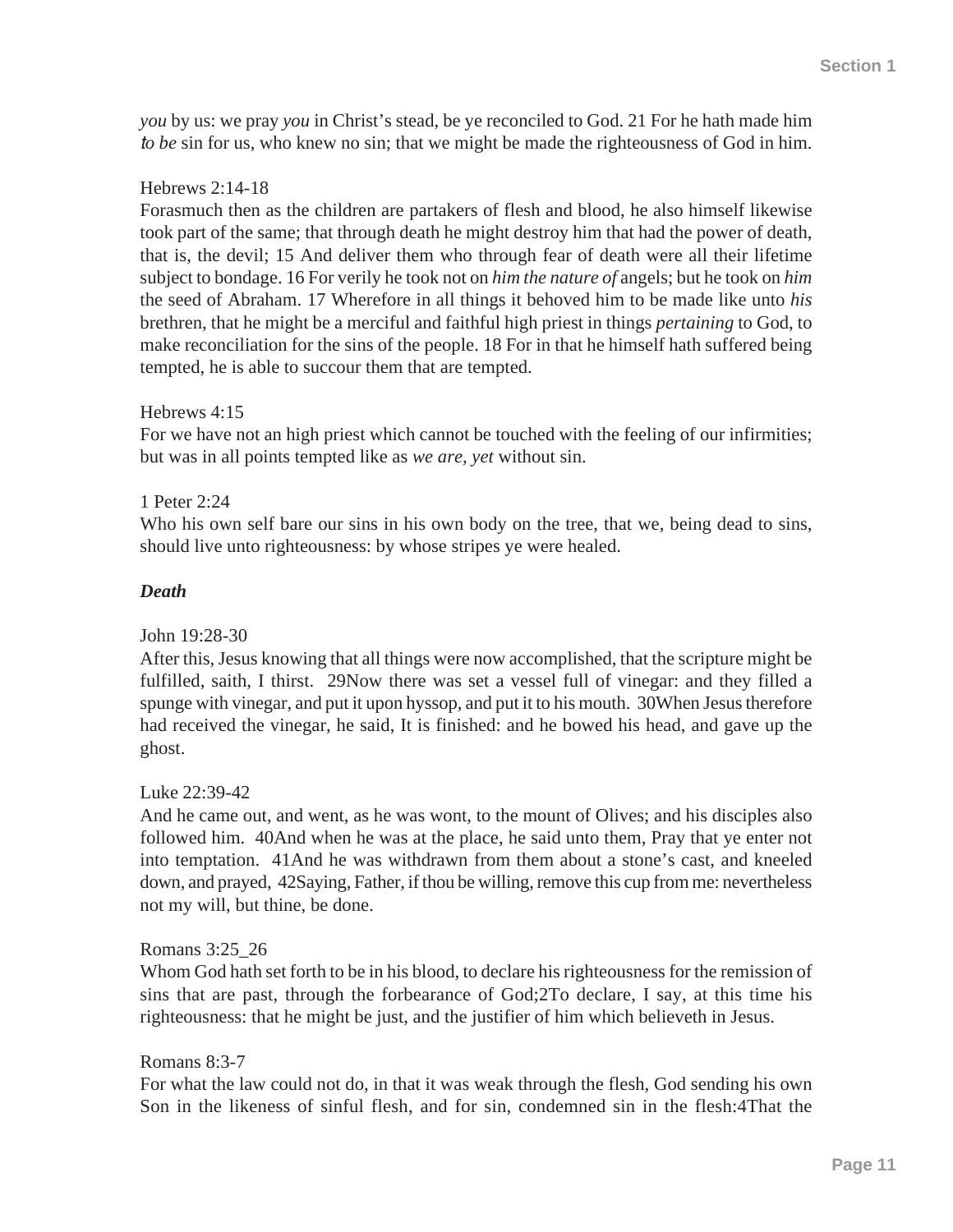*you* by us: we pray *you* in Christ's stead, be ye reconciled to God. 21 For he hath made him *to be* sin for us, who knew no sin; that we might be made the righteousness of God in him.

Hebrews 2:14-18
Forasmuch then as the children are partakers of flesh and blood, he also himself likewise took part of the same; that through death he might destroy him that had the power of death, that is, the devil; 15 And deliver them who through fear of death were all their lifetime subject to bondage. 16 For verily he took not on *him the nature of* angels; but he took on *him* the seed of Abraham. 17 Wherefore in all things it behoved him to be made like unto *his* brethren, that he might be a merciful and faithful high priest in things *pertaining* to God, to make reconciliation for the sins of the people. 18 For in that he himself hath suffered being tempted, he is able to succour them that are tempted.

Hebrews 4:15
For we have not an high priest which cannot be touched with the feeling of our infirmities; but was in all points tempted like as *we are, yet* without sin.

1 Peter 2:24
Who his own self bare our sins in his own body on the tree, that we, being dead to sins, should live unto righteousness: by whose stripes ye were healed.

***Death***

John 19:28-30
After this, Jesus knowing that all things were now accomplished, that the scripture might be fulfilled, saith, I thirst. 29Now there was set a vessel full of vinegar: and they filled a spunge with vinegar, and put it upon hyssop, and put it to his mouth. 30When Jesus therefore had received the vinegar, he said, It is finished: and he bowed his head, and gave up the ghost.

Luke 22:39-42
And he came out, and went, as he was wont, to the mount of Olives; and his disciples also followed him. 40And when he was at the place, he said unto them, Pray that ye enter not into temptation. 41And he was withdrawn from them about a stone's cast, and kneeled down, and prayed, 42Saying, Father, if thou be willing, remove this cup from me: nevertheless not my will, but thine, be done.

Romans 3:25_26
Whom God hath set forth to be in his blood, to declare his righteousness for the remission of sins that are past, through the forbearance of God;2To declare, I say, at this time his righteousness: that he might be just, and the justifier of him which believeth in Jesus.

Romans 8:3-7
For what the law could not do, in that it was weak through the flesh, God sending his own Son in the likeness of sinful flesh, and for sin, condemned sin in the flesh:4That the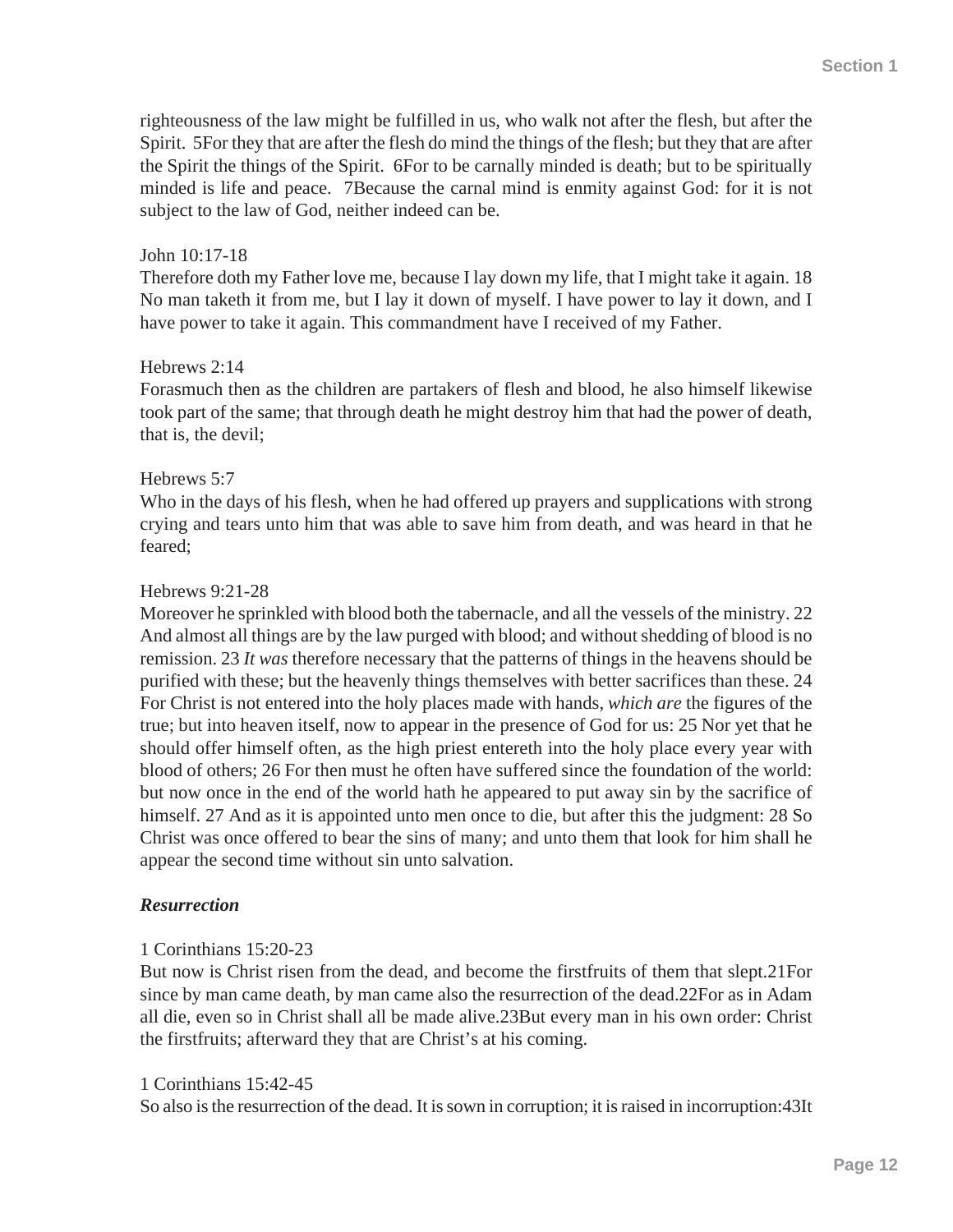righteousness of the law might be fulfilled in us, who walk not after the flesh, but after the Spirit. 5For they that are after the flesh do mind the things of the flesh; but they that are after the Spirit the things of the Spirit. 6For to be carnally minded is death; but to be spiritually minded is life and peace. 7Because the carnal mind is enmity against God: for it is not subject to the law of God, neither indeed can be.

John 10:17-18
Therefore doth my Father love me, because I lay down my life, that I might take it again. 18 No man taketh it from me, but I lay it down of myself. I have power to lay it down, and I have power to take it again. This commandment have I received of my Father.

Hebrews 2:14
Forasmuch then as the children are partakers of flesh and blood, he also himself likewise took part of the same; that through death he might destroy him that had the power of death, that is, the devil;

Hebrews 5:7
Who in the days of his flesh, when he had offered up prayers and supplications with strong crying and tears unto him that was able to save him from death, and was heard in that he feared;

Hebrews 9:21-28
Moreover he sprinkled with blood both the tabernacle, and all the vessels of the ministry. 22 And almost all things are by the law purged with blood; and without shedding of blood is no remission. 23 *It was* therefore necessary that the patterns of things in the heavens should be purified with these; but the heavenly things themselves with better sacrifices than these. 24 For Christ is not entered into the holy places made with hands, *which are* the figures of the true; but into heaven itself, now to appear in the presence of God for us: 25 Nor yet that he should offer himself often, as the high priest entereth into the holy place every year with blood of others; 26 For then must he often have suffered since the foundation of the world: but now once in the end of the world hath he appeared to put away sin by the sacrifice of himself. 27 And as it is appointed unto men once to die, but after this the judgment: 28 So Christ was once offered to bear the sins of many; and unto them that look for him shall he appear the second time without sin unto salvation.

***Resurrection***

1 Corinthians 15:20-23
But now is Christ risen from the dead, and become the firstfruits of them that slept.21For since by man came death, by man came also the resurrection of the dead.22For as in Adam all die, even so in Christ shall all be made alive.23But every man in his own order: Christ the firstfruits; afterward they that are Christ's at his coming.

1 Corinthians 15:42-45
So also is the resurrection of the dead. It is sown in corruption; it is raised in incorruption:43It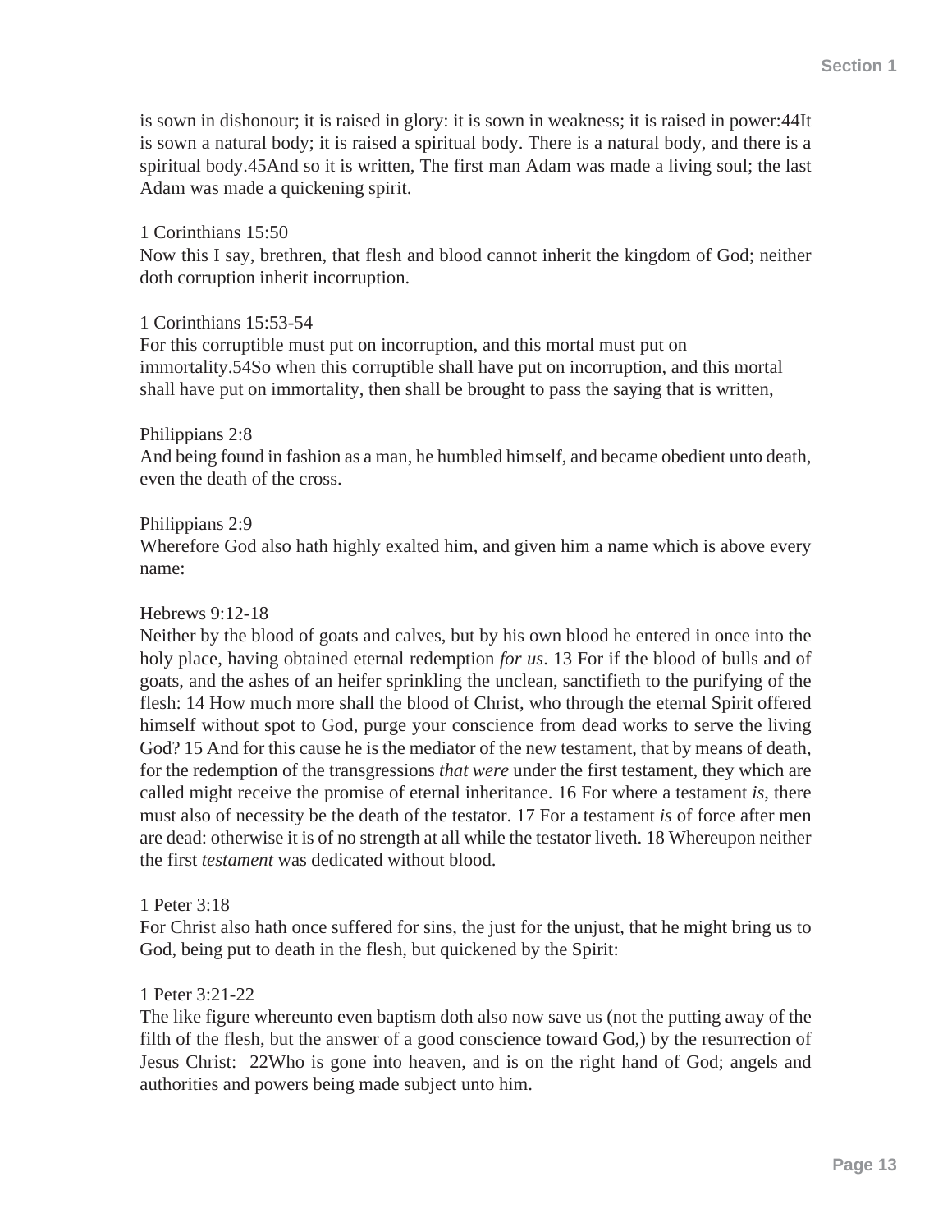is sown in dishonour; it is raised in glory: it is sown in weakness; it is raised in power:44It is sown a natural body; it is raised a spiritual body. There is a natural body, and there is a spiritual body.45And so it is written, The first man Adam was made a living soul; the last Adam was made a quickening spirit.

1 Corinthians 15:50
Now this I say, brethren, that flesh and blood cannot inherit the kingdom of God; neither doth corruption inherit incorruption.

1 Corinthians 15:53-54
For this corruptible must put on incorruption, and this mortal must put on immortality.54So when this corruptible shall have put on incorruption, and this mortal shall have put on immortality, then shall be brought to pass the saying that is written,

Philippians 2:8
And being found in fashion as a man, he humbled himself, and became obedient unto death, even the death of the cross.

Philippians 2:9
Wherefore God also hath highly exalted him, and given him a name which is above every name:

Hebrews 9:12-18
Neither by the blood of goats and calves, but by his own blood he entered in once into the holy place, having obtained eternal redemption *for us*. 13 For if the blood of bulls and of goats, and the ashes of an heifer sprinkling the unclean, sanctifieth to the purifying of the flesh: 14 How much more shall the blood of Christ, who through the eternal Spirit offered himself without spot to God, purge your conscience from dead works to serve the living God? 15 And for this cause he is the mediator of the new testament, that by means of death, for the redemption of the transgressions *that were* under the first testament, they which are called might receive the promise of eternal inheritance. 16 For where a testament *is*, there must also of necessity be the death of the testator. 17 For a testament *is* of force after men are dead: otherwise it is of no strength at all while the testator liveth. 18 Whereupon neither the first *testament* was dedicated without blood.

1 Peter 3:18
For Christ also hath once suffered for sins, the just for the unjust, that he might bring us to God, being put to death in the flesh, but quickened by the Spirit:

1 Peter 3:21-22
The like figure whereunto even baptism doth also now save us (not the putting away of the filth of the flesh, but the answer of a good conscience toward God,) by the resurrection of Jesus Christ: 22Who is gone into heaven, and is on the right hand of God; angels and authorities and powers being made subject unto him.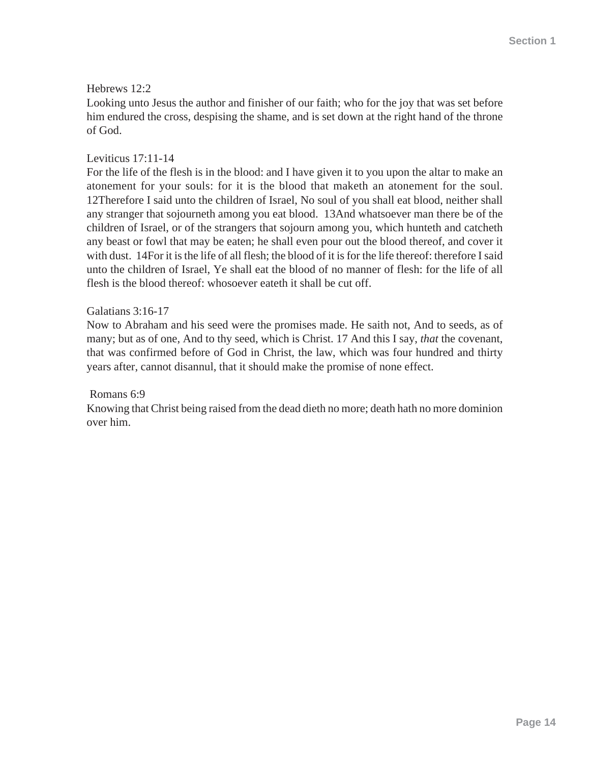Hebrews 12:2
Looking unto Jesus the author and finisher of our faith; who for the joy that was set before him endured the cross, despising the shame, and is set down at the right hand of the throne of God.

Leviticus 17:11-14
For the life of the flesh is in the blood: and I have given it to you upon the altar to make an atonement for your souls: for it is the blood that maketh an atonement for the soul. 12Therefore I said unto the children of Israel, No soul of you shall eat blood, neither shall any stranger that sojourneth among you eat blood. 13And whatsoever man there be of the children of Israel, or of the strangers that sojourn among you, which hunteth and catcheth any beast or fowl that may be eaten; he shall even pour out the blood thereof, and cover it with dust. 14For it is the life of all flesh; the blood of it is for the life thereof: therefore I said unto the children of Israel, Ye shall eat the blood of no manner of flesh: for the life of all flesh is the blood thereof: whosoever eateth it shall be cut off.

Galatians 3:16-17
Now to Abraham and his seed were the promises made. He saith not, And to seeds, as of many; but as of one, And to thy seed, which is Christ. 17 And this I say, *that* the covenant, that was confirmed before of God in Christ, the law, which was four hundred and thirty years after, cannot disannul, that it should make the promise of none effect.

Romans 6:9
Knowing that Christ being raised from the dead dieth no more; death hath no more dominion over him.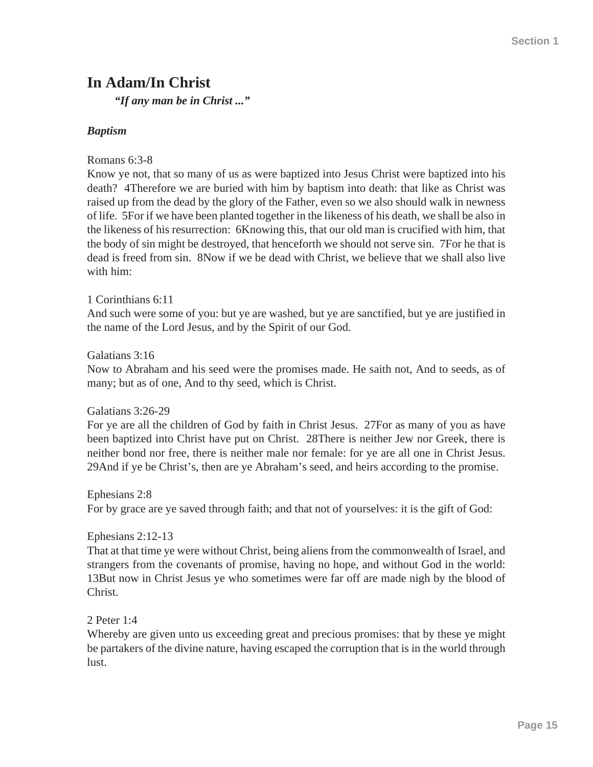# In Adam/In Christ

***"If any man be in Christ ..."***

***Baptism***

Romans 6:3-8
Know ye not, that so many of us as were baptized into Jesus Christ were baptized into his death? 4Therefore we are buried with him by baptism into death: that like as Christ was raised up from the dead by the glory of the Father, even so we also should walk in newness of life. 5For if we have been planted together in the likeness of his death, we shall be also in the likeness of his resurrection: 6Knowing this, that our old man is crucified with him, that the body of sin might be destroyed, that henceforth we should not serve sin. 7For he that is dead is freed from sin. 8Now if we be dead with Christ, we believe that we shall also live with him:

1 Corinthians 6:11
And such were some of you: but ye are washed, but ye are sanctified, but ye are justified in the name of the Lord Jesus, and by the Spirit of our God.

Galatians 3:16
Now to Abraham and his seed were the promises made. He saith not, And to seeds, as of many; but as of one, And to thy seed, which is Christ.

Galatians 3:26-29
For ye are all the children of God by faith in Christ Jesus. 27For as many of you as have been baptized into Christ have put on Christ. 28There is neither Jew nor Greek, there is neither bond nor free, there is neither male nor female: for ye are all one in Christ Jesus. 29And if ye be Christ's, then are ye Abraham's seed, and heirs according to the promise.

Ephesians 2:8
For by grace are ye saved through faith; and that not of yourselves: it is the gift of God:

Ephesians 2:12-13
That at that time ye were without Christ, being aliens from the commonwealth of Israel, and strangers from the covenants of promise, having no hope, and without God in the world: 13But now in Christ Jesus ye who sometimes were far off are made nigh by the blood of Christ.

2 Peter 1:4
Whereby are given unto us exceeding great and precious promises: that by these ye might be partakers of the divine nature, having escaped the corruption that is in the world through lust.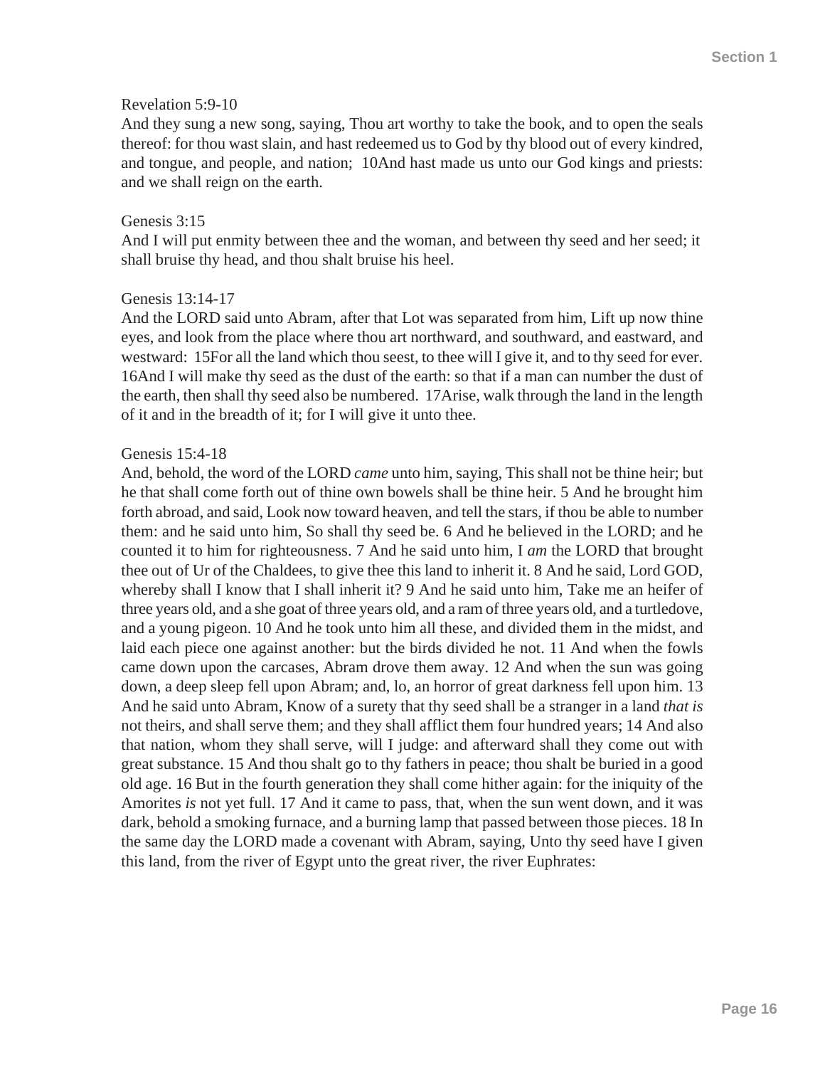Revelation 5:9-10
And they sung a new song, saying, Thou art worthy to take the book, and to open the seals thereof: for thou wast slain, and hast redeemed us to God by thy blood out of every kindred, and tongue, and people, and nation;  10And hast made us unto our God kings and priests: and we shall reign on the earth.

Genesis 3:15
And I will put enmity between thee and the woman, and between thy seed and her seed; it shall bruise thy head, and thou shalt bruise his heel.

Genesis 13:14-17
And the LORD said unto Abram, after that Lot was separated from him, Lift up now thine eyes, and look from the place where thou art northward, and southward, and eastward, and westward:  15For all the land which thou seest, to thee will I give it, and to thy seed for ever. 16And I will make thy seed as the dust of the earth: so that if a man can number the dust of the earth, then shall thy seed also be numbered.  17Arise, walk through the land in the length of it and in the breadth of it; for I will give it unto thee.

Genesis 15:4-18
And, behold, the word of the LORD *came* unto him, saying, This shall not be thine heir; but he that shall come forth out of thine own bowels shall be thine heir. 5 And he brought him forth abroad, and said, Look now toward heaven, and tell the stars, if thou be able to number them: and he said unto him, So shall thy seed be. 6 And he believed in the LORD; and he counted it to him for righteousness. 7 And he said unto him, I *am* the LORD that brought thee out of Ur of the Chaldees, to give thee this land to inherit it. 8 And he said, Lord GOD, whereby shall I know that I shall inherit it? 9 And he said unto him, Take me an heifer of three years old, and a she goat of three years old, and a ram of three years old, and a turtledove, and a young pigeon. 10 And he took unto him all these, and divided them in the midst, and laid each piece one against another: but the birds divided he not. 11 And when the fowls came down upon the carcases, Abram drove them away. 12 And when the sun was going down, a deep sleep fell upon Abram; and, lo, an horror of great darkness fell upon him. 13 And he said unto Abram, Know of a surety that thy seed shall be a stranger in a land *that is* not theirs, and shall serve them; and they shall afflict them four hundred years; 14 And also that nation, whom they shall serve, will I judge: and afterward shall they come out with great substance. 15 And thou shalt go to thy fathers in peace; thou shalt be buried in a good old age. 16 But in the fourth generation they shall come hither again: for the iniquity of the Amorites *is* not yet full. 17 And it came to pass, that, when the sun went down, and it was dark, behold a smoking furnace, and a burning lamp that passed between those pieces. 18 In the same day the LORD made a covenant with Abram, saying, Unto thy seed have I given this land, from the river of Egypt unto the great river, the river Euphrates: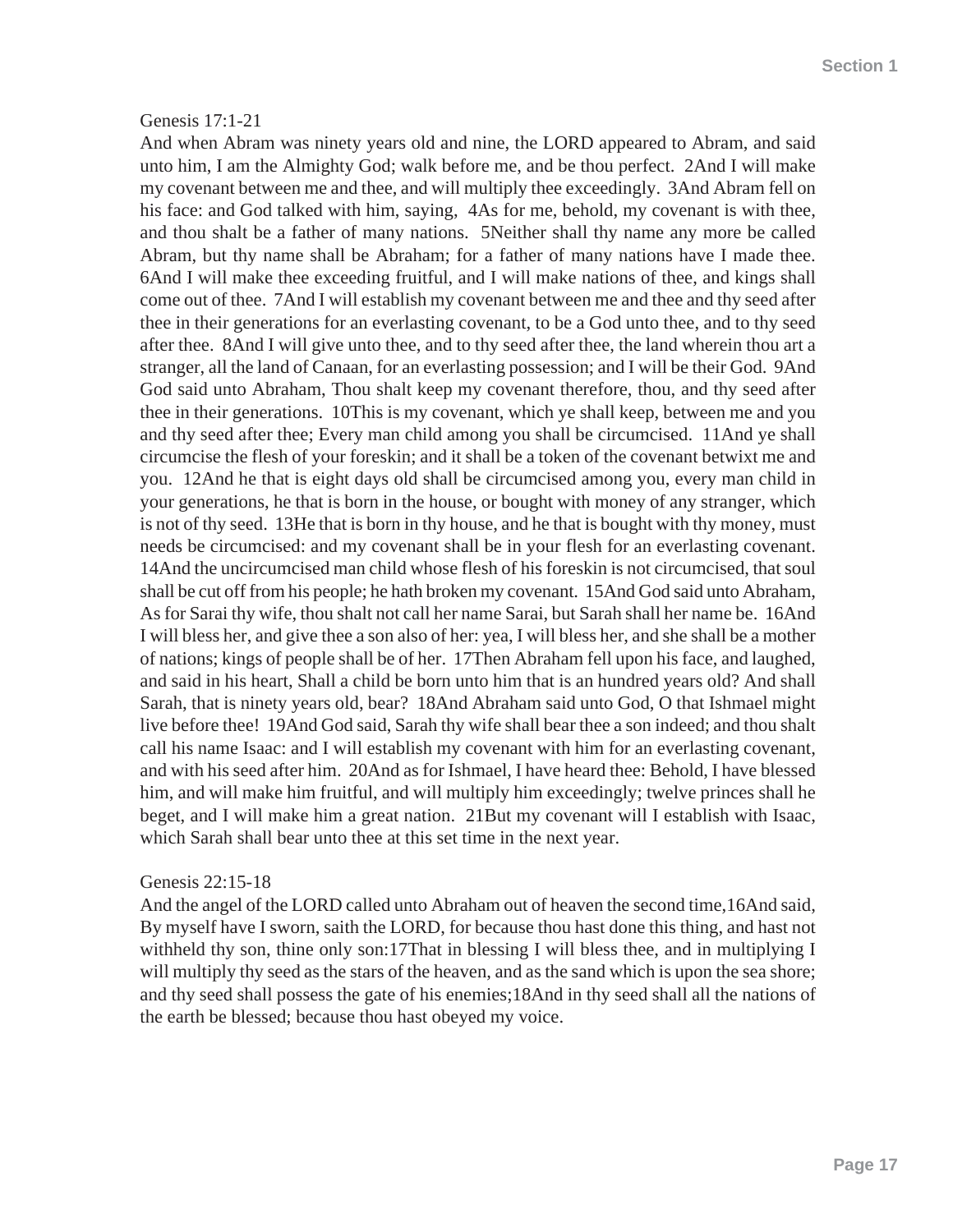Genesis 17:1-21

And when Abram was ninety years old and nine, the LORD appeared to Abram, and said unto him, I am the Almighty God; walk before me, and be thou perfect. 2And I will make my covenant between me and thee, and will multiply thee exceedingly. 3And Abram fell on his face: and God talked with him, saying, 4As for me, behold, my covenant is with thee, and thou shalt be a father of many nations. 5Neither shall thy name any more be called Abram, but thy name shall be Abraham; for a father of many nations have I made thee. 6And I will make thee exceeding fruitful, and I will make nations of thee, and kings shall come out of thee. 7And I will establish my covenant between me and thee and thy seed after thee in their generations for an everlasting covenant, to be a God unto thee, and to thy seed after thee. 8And I will give unto thee, and to thy seed after thee, the land wherein thou art a stranger, all the land of Canaan, for an everlasting possession; and I will be their God. 9And God said unto Abraham, Thou shalt keep my covenant therefore, thou, and thy seed after thee in their generations. 10This is my covenant, which ye shall keep, between me and you and thy seed after thee; Every man child among you shall be circumcised. 11And ye shall circumcise the flesh of your foreskin; and it shall be a token of the covenant betwixt me and you. 12And he that is eight days old shall be circumcised among you, every man child in your generations, he that is born in the house, or bought with money of any stranger, which is not of thy seed. 13He that is born in thy house, and he that is bought with thy money, must needs be circumcised: and my covenant shall be in your flesh for an everlasting covenant. 14And the uncircumcised man child whose flesh of his foreskin is not circumcised, that soul shall be cut off from his people; he hath broken my covenant. 15And God said unto Abraham, As for Sarai thy wife, thou shalt not call her name Sarai, but Sarah shall her name be. 16And I will bless her, and give thee a son also of her: yea, I will bless her, and she shall be a mother of nations; kings of people shall be of her. 17Then Abraham fell upon his face, and laughed, and said in his heart, Shall a child be born unto him that is an hundred years old? And shall Sarah, that is ninety years old, bear? 18And Abraham said unto God, O that Ishmael might live before thee! 19And God said, Sarah thy wife shall bear thee a son indeed; and thou shalt call his name Isaac: and I will establish my covenant with him for an everlasting covenant, and with his seed after him. 20And as for Ishmael, I have heard thee: Behold, I have blessed him, and will make him fruitful, and will multiply him exceedingly; twelve princes shall he beget, and I will make him a great nation. 21But my covenant will I establish with Isaac, which Sarah shall bear unto thee at this set time in the next year.

Genesis 22:15-18

And the angel of the LORD called unto Abraham out of heaven the second time,16And said, By myself have I sworn, saith the LORD, for because thou hast done this thing, and hast not withheld thy son, thine only son:17That in blessing I will bless thee, and in multiplying I will multiply thy seed as the stars of the heaven, and as the sand which is upon the sea shore; and thy seed shall possess the gate of his enemies;18And in thy seed shall all the nations of the earth be blessed; because thou hast obeyed my voice.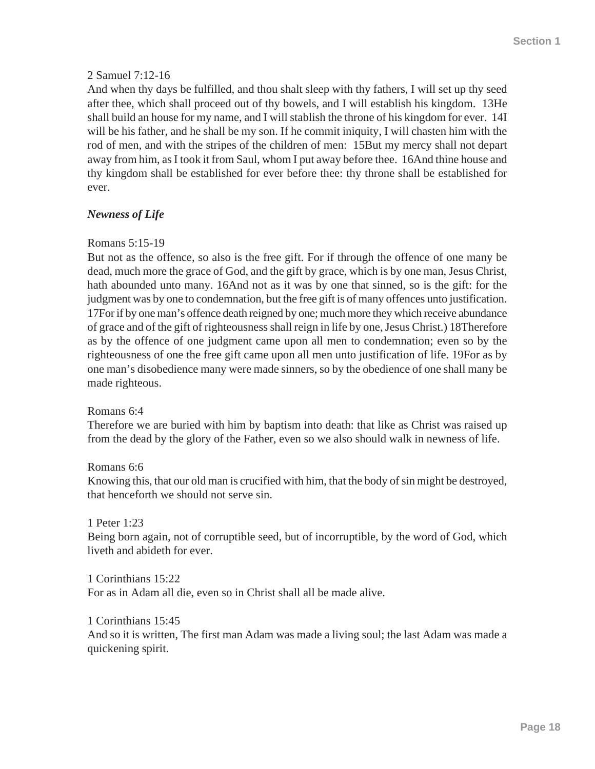2 Samuel 7:12-16

And when thy days be fulfilled, and thou shalt sleep with thy fathers, I will set up thy seed after thee, which shall proceed out of thy bowels, and I will establish his kingdom. 13He shall build an house for my name, and I will stablish the throne of his kingdom for ever. 14I will be his father, and he shall be my son. If he commit iniquity, I will chasten him with the rod of men, and with the stripes of the children of men: 15But my mercy shall not depart away from him, as I took it from Saul, whom I put away before thee. 16And thine house and thy kingdom shall be established for ever before thee: thy throne shall be established for ever.

***Newness of Life***

Romans 5:15-19

But not as the offence, so also is the free gift. For if through the offence of one many be dead, much more the grace of God, and the gift by grace, which is by one man, Jesus Christ, hath abounded unto many. 16And not as it was by one that sinned, so is the gift: for the judgment was by one to condemnation, but the free gift is of many offences unto justification. 17For if by one man's offence death reigned by one; much more they which receive abundance of grace and of the gift of righteousness shall reign in life by one, Jesus Christ.) 18Therefore as by the offence of one judgment came upon all men to condemnation; even so by the righteousness of one the free gift came upon all men unto justification of life. 19For as by one man's disobedience many were made sinners, so by the obedience of one shall many be made righteous.

Romans 6:4

Therefore we are buried with him by baptism into death: that like as Christ was raised up from the dead by the glory of the Father, even so we also should walk in newness of life.

Romans 6:6

Knowing this, that our old man is crucified with him, that the body of sin might be destroyed, that henceforth we should not serve sin.

1 Peter 1:23

Being born again, not of corruptible seed, but of incorruptible, by the word of God, which liveth and abideth for ever.

1 Corinthians 15:22

For as in Adam all die, even so in Christ shall all be made alive.

1 Corinthians 15:45

And so it is written, The first man Adam was made a living soul; the last Adam was made a quickening spirit.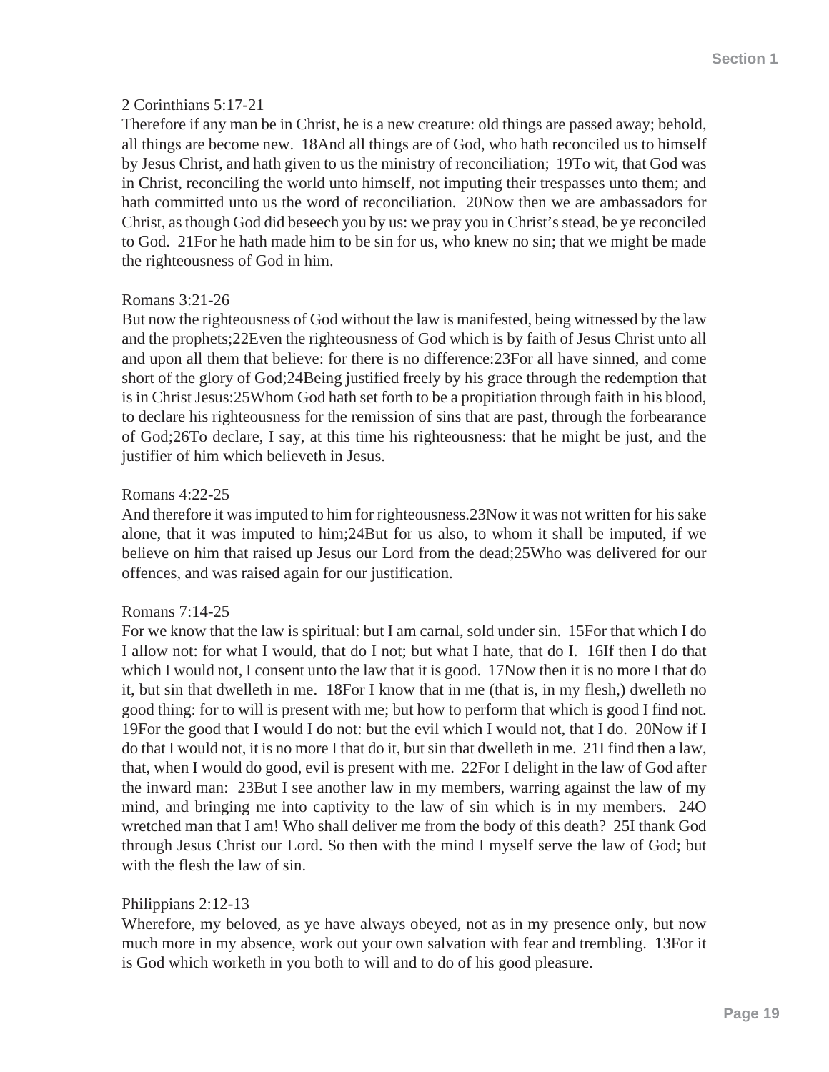2 Corinthians 5:17-21

Therefore if any man be in Christ, he is a new creature: old things are passed away; behold, all things are become new. 18And all things are of God, who hath reconciled us to himself by Jesus Christ, and hath given to us the ministry of reconciliation; 19To wit, that God was in Christ, reconciling the world unto himself, not imputing their trespasses unto them; and hath committed unto us the word of reconciliation. 20Now then we are ambassadors for Christ, as though God did beseech you by us: we pray you in Christ's stead, be ye reconciled to God. 21For he hath made him to be sin for us, who knew no sin; that we might be made the righteousness of God in him.

Romans 3:21-26

But now the righteousness of God without the law is manifested, being witnessed by the law and the prophets;22Even the righteousness of God which is by faith of Jesus Christ unto all and upon all them that believe: for there is no difference:23For all have sinned, and come short of the glory of God;24Being justified freely by his grace through the redemption that is in Christ Jesus:25Whom God hath set forth to be a propitiation through faith in his blood, to declare his righteousness for the remission of sins that are past, through the forbearance of God;26To declare, I say, at this time his righteousness: that he might be just, and the justifier of him which believeth in Jesus.

Romans 4:22-25

And therefore it was imputed to him for righteousness.23Now it was not written for his sake alone, that it was imputed to him;24But for us also, to whom it shall be imputed, if we believe on him that raised up Jesus our Lord from the dead;25Who was delivered for our offences, and was raised again for our justification.

Romans 7:14-25

For we know that the law is spiritual: but I am carnal, sold under sin. 15For that which I do I allow not: for what I would, that do I not; but what I hate, that do I. 16If then I do that which I would not, I consent unto the law that it is good. 17Now then it is no more I that do it, but sin that dwelleth in me. 18For I know that in me (that is, in my flesh,) dwelleth no good thing: for to will is present with me; but how to perform that which is good I find not. 19For the good that I would I do not: but the evil which I would not, that I do. 20Now if I do that I would not, it is no more I that do it, but sin that dwelleth in me. 21I find then a law, that, when I would do good, evil is present with me. 22For I delight in the law of God after the inward man: 23But I see another law in my members, warring against the law of my mind, and bringing me into captivity to the law of sin which is in my members. 24O wretched man that I am! Who shall deliver me from the body of this death? 25I thank God through Jesus Christ our Lord. So then with the mind I myself serve the law of God; but with the flesh the law of sin.

Philippians 2:12-13

Wherefore, my beloved, as ye have always obeyed, not as in my presence only, but now much more in my absence, work out your own salvation with fear and trembling. 13For it is God which worketh in you both to will and to do of his good pleasure.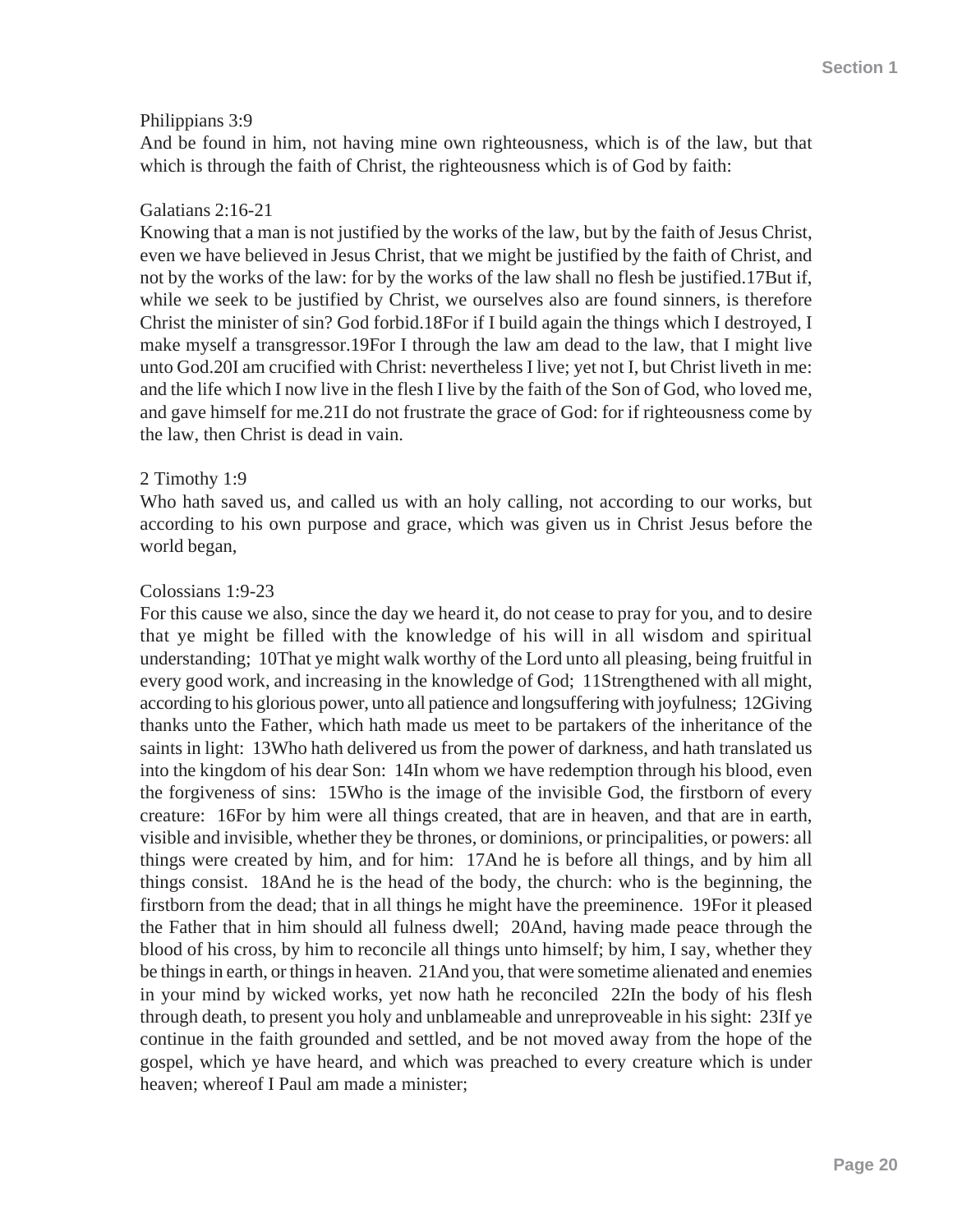Philippians 3:9

And be found in him, not having mine own righteousness, which is of the law, but that which is through the faith of Christ, the righteousness which is of God by faith:

Galatians 2:16-21

Knowing that a man is not justified by the works of the law, but by the faith of Jesus Christ, even we have believed in Jesus Christ, that we might be justified by the faith of Christ, and not by the works of the law: for by the works of the law shall no flesh be justified.17But if, while we seek to be justified by Christ, we ourselves also are found sinners, is therefore Christ the minister of sin? God forbid.18For if I build again the things which I destroyed, I make myself a transgressor.19For I through the law am dead to the law, that I might live unto God.20I am crucified with Christ: nevertheless I live; yet not I, but Christ liveth in me: and the life which I now live in the flesh I live by the faith of the Son of God, who loved me, and gave himself for me.21I do not frustrate the grace of God: for if righteousness come by the law, then Christ is dead in vain.

2 Timothy 1:9

Who hath saved us, and called us with an holy calling, not according to our works, but according to his own purpose and grace, which was given us in Christ Jesus before the world began,

Colossians 1:9-23

For this cause we also, since the day we heard it, do not cease to pray for you, and to desire that ye might be filled with the knowledge of his will in all wisdom and spiritual understanding; 10That ye might walk worthy of the Lord unto all pleasing, being fruitful in every good work, and increasing in the knowledge of God; 11Strengthened with all might, according to his glorious power, unto all patience and longsuffering with joyfulness; 12Giving thanks unto the Father, which hath made us meet to be partakers of the inheritance of the saints in light: 13Who hath delivered us from the power of darkness, and hath translated us into the kingdom of his dear Son: 14In whom we have redemption through his blood, even the forgiveness of sins: 15Who is the image of the invisible God, the firstborn of every creature: 16For by him were all things created, that are in heaven, and that are in earth, visible and invisible, whether they be thrones, or dominions, or principalities, or powers: all things were created by him, and for him: 17And he is before all things, and by him all things consist. 18And he is the head of the body, the church: who is the beginning, the firstborn from the dead; that in all things he might have the preeminence. 19For it pleased the Father that in him should all fulness dwell; 20And, having made peace through the blood of his cross, by him to reconcile all things unto himself; by him, I say, whether they be things in earth, or things in heaven. 21And you, that were sometime alienated and enemies in your mind by wicked works, yet now hath he reconciled 22In the body of his flesh through death, to present you holy and unblameable and unreproveable in his sight: 23If ye continue in the faith grounded and settled, and be not moved away from the hope of the gospel, which ye have heard, and which was preached to every creature which is under heaven; whereof I Paul am made a minister;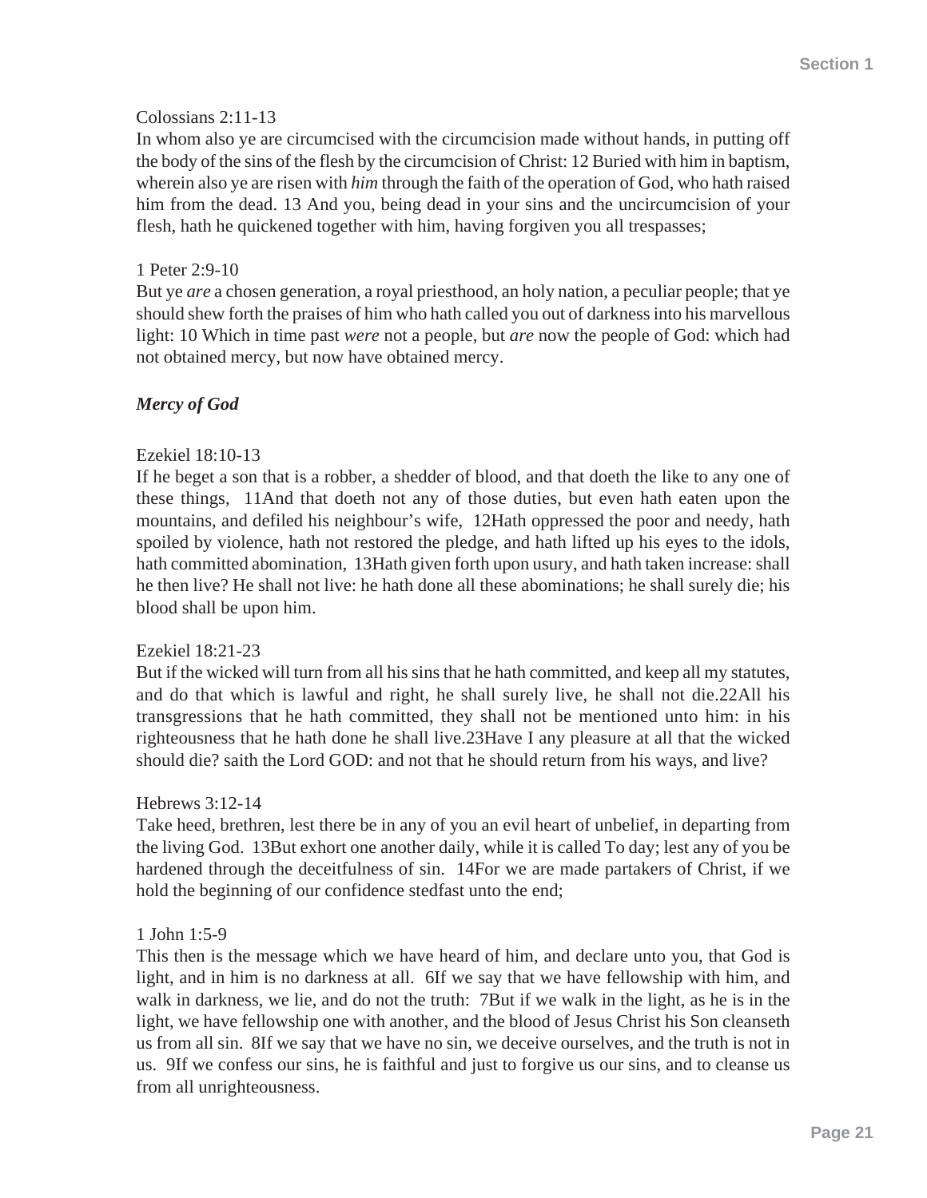Colossians 2:11-13
In whom also ye are circumcised with the circumcision made without hands, in putting off the body of the sins of the flesh by the circumcision of Christ: 12 Buried with him in baptism, wherein also ye are risen with *him* through the faith of the operation of God, who hath raised him from the dead. 13 And you, being dead in your sins and the uncircumcision of your flesh, hath he quickened together with him, having forgiven you all trespasses;

1 Peter 2:9-10
But ye *are* a chosen generation, a royal priesthood, an holy nation, a peculiar people; that ye should shew forth the praises of him who hath called you out of darkness into his marvellous light: 10 Which in time past *were* not a people, but *are* now the people of God: which had not obtained mercy, but now have obtained mercy.

***Mercy of God***

Ezekiel 18:10-13
If he beget a son that is a robber, a shedder of blood, and that doeth the like to any one of these things, 11And that doeth not any of those duties, but even hath eaten upon the mountains, and defiled his neighbour's wife, 12Hath oppressed the poor and needy, hath spoiled by violence, hath not restored the pledge, and hath lifted up his eyes to the idols, hath committed abomination, 13Hath given forth upon usury, and hath taken increase: shall he then live? He shall not live: he hath done all these abominations; he shall surely die; his blood shall be upon him.

Ezekiel 18:21-23
But if the wicked will turn from all his sins that he hath committed, and keep all my statutes, and do that which is lawful and right, he shall surely live, he shall not die.22All his transgressions that he hath committed, they shall not be mentioned unto him: in his righteousness that he hath done he shall live.23Have I any pleasure at all that the wicked should die? saith the Lord GOD: and not that he should return from his ways, and live?

Hebrews 3:12-14
Take heed, brethren, lest there be in any of you an evil heart of unbelief, in departing from the living God. 13But exhort one another daily, while it is called To day; lest any of you be hardened through the deceitfulness of sin. 14For we are made partakers of Christ, if we hold the beginning of our confidence stedfast unto the end;

1 John 1:5-9
This then is the message which we have heard of him, and declare unto you, that God is light, and in him is no darkness at all. 6If we say that we have fellowship with him, and walk in darkness, we lie, and do not the truth: 7But if we walk in the light, as he is in the light, we have fellowship one with another, and the blood of Jesus Christ his Son cleanseth us from all sin. 8If we say that we have no sin, we deceive ourselves, and the truth is not in us. 9If we confess our sins, he is faithful and just to forgive us our sins, and to cleanse us from all unrighteousness.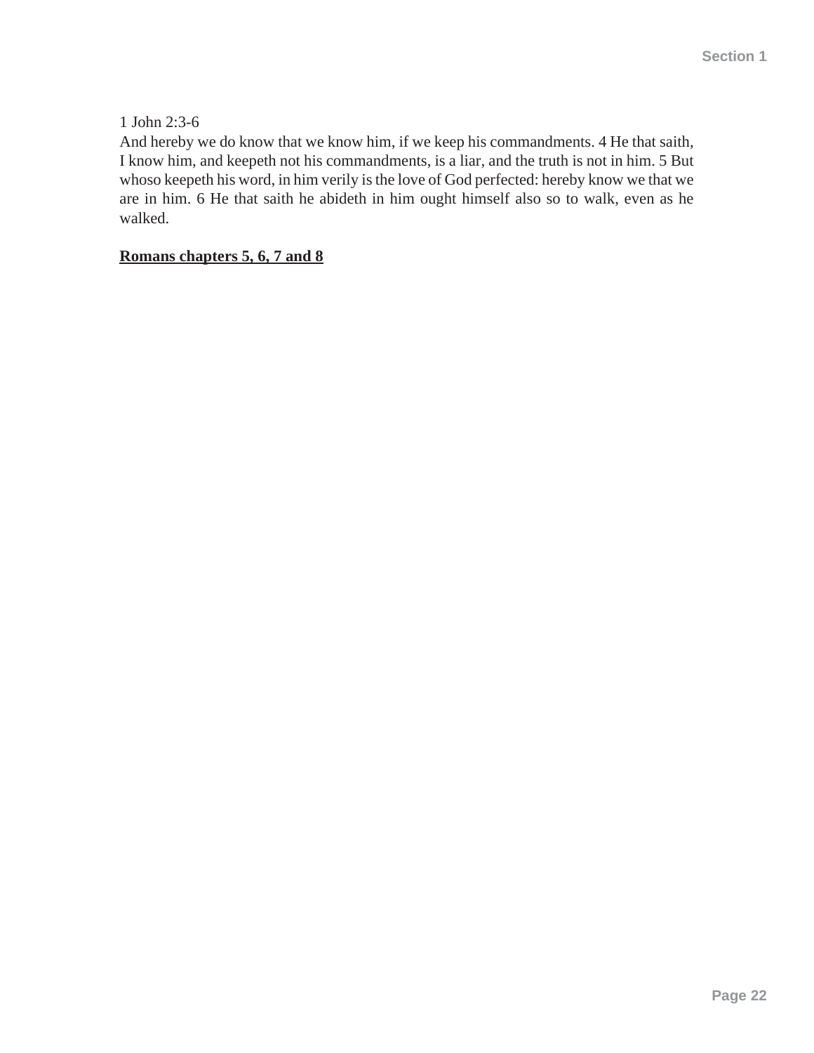1 John 2:3-6
And hereby we do know that we know him, if we keep his commandments. 4 He that saith, I know him, and keepeth not his commandments, is a liar, and the truth is not in him. 5 But whoso keepeth his word, in him verily is the love of God perfected: hereby know we that we are in him. 6 He that saith he abideth in him ought himself also so to walk, even as he walked.

**<u>Romans chapters 5, 6, 7 and 8</u>**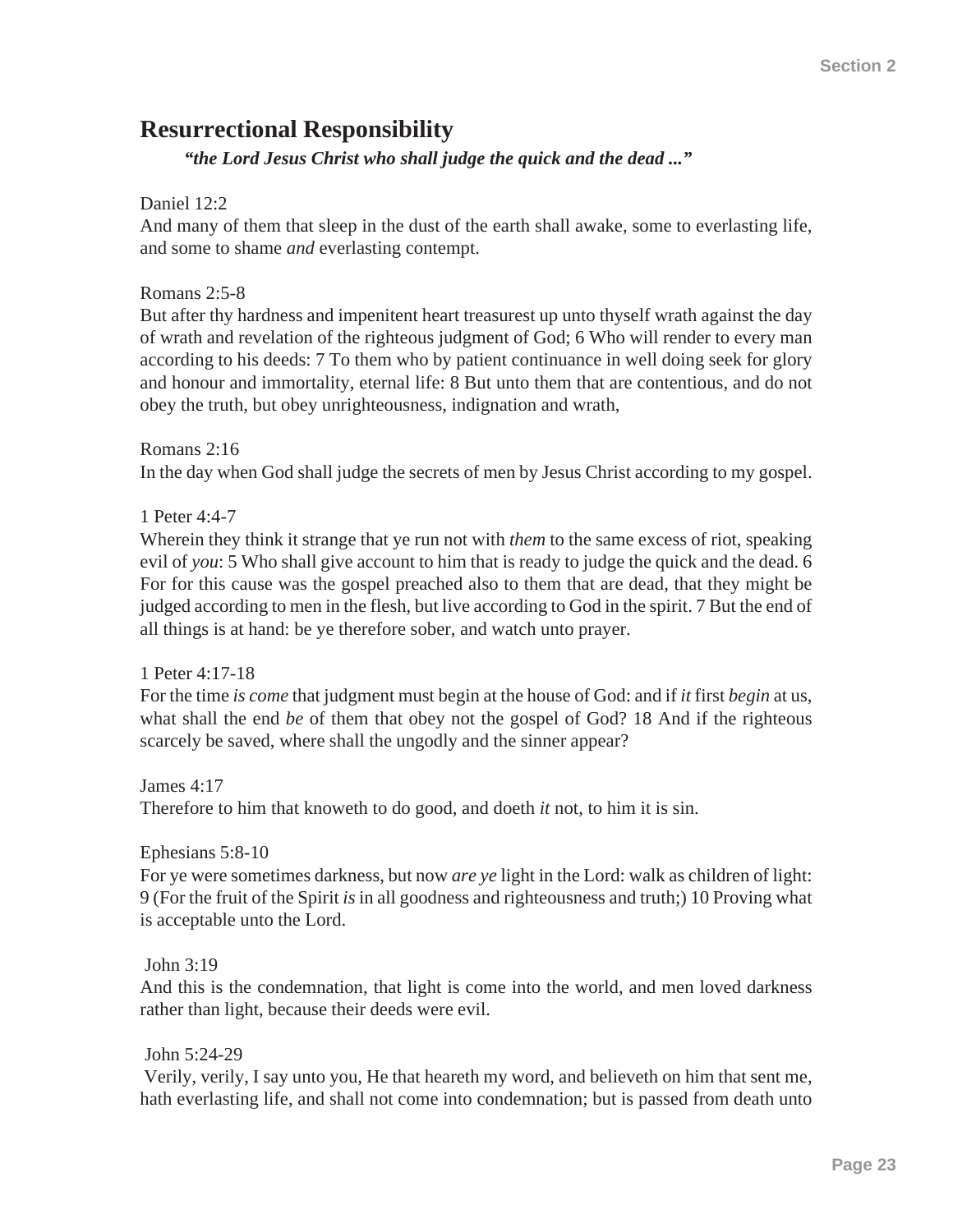## Resurrectional Responsibility

***"the Lord Jesus Christ who shall judge the quick and the dead ..."***

Daniel 12:2
And many of them that sleep in the dust of the earth shall awake, some to everlasting life, and some to shame *and* everlasting contempt.

Romans 2:5-8
But after thy hardness and impenitent heart treasurest up unto thyself wrath against the day of wrath and revelation of the righteous judgment of God; 6 Who will render to every man according to his deeds: 7 To them who by patient continuance in well doing seek for glory and honour and immortality, eternal life: 8 But unto them that are contentious, and do not obey the truth, but obey unrighteousness, indignation and wrath,

Romans 2:16
In the day when God shall judge the secrets of men by Jesus Christ according to my gospel.

1 Peter 4:4-7
Wherein they think it strange that ye run not with *them* to the same excess of riot, speaking evil of *you*: 5 Who shall give account to him that is ready to judge the quick and the dead. 6 For for this cause was the gospel preached also to them that are dead, that they might be judged according to men in the flesh, but live according to God in the spirit. 7 But the end of all things is at hand: be ye therefore sober, and watch unto prayer.

1 Peter 4:17-18
For the time *is come* that judgment must begin at the house of God: and if *it* first *begin* at us, what shall the end *be* of them that obey not the gospel of God? 18 And if the righteous scarcely be saved, where shall the ungodly and the sinner appear?

James 4:17
Therefore to him that knoweth to do good, and doeth *it* not, to him it is sin.

Ephesians 5:8-10
For ye were sometimes darkness, but now *are ye* light in the Lord: walk as children of light: 9 (For the fruit of the Spirit *is* in all goodness and righteousness and truth;) 10 Proving what is acceptable unto the Lord.

John 3:19
And this is the condemnation, that light is come into the world, and men loved darkness rather than light, because their deeds were evil.

John 5:24-29
Verily, verily, I say unto you, He that heareth my word, and believeth on him that sent me, hath everlasting life, and shall not come into condemnation; but is passed from death unto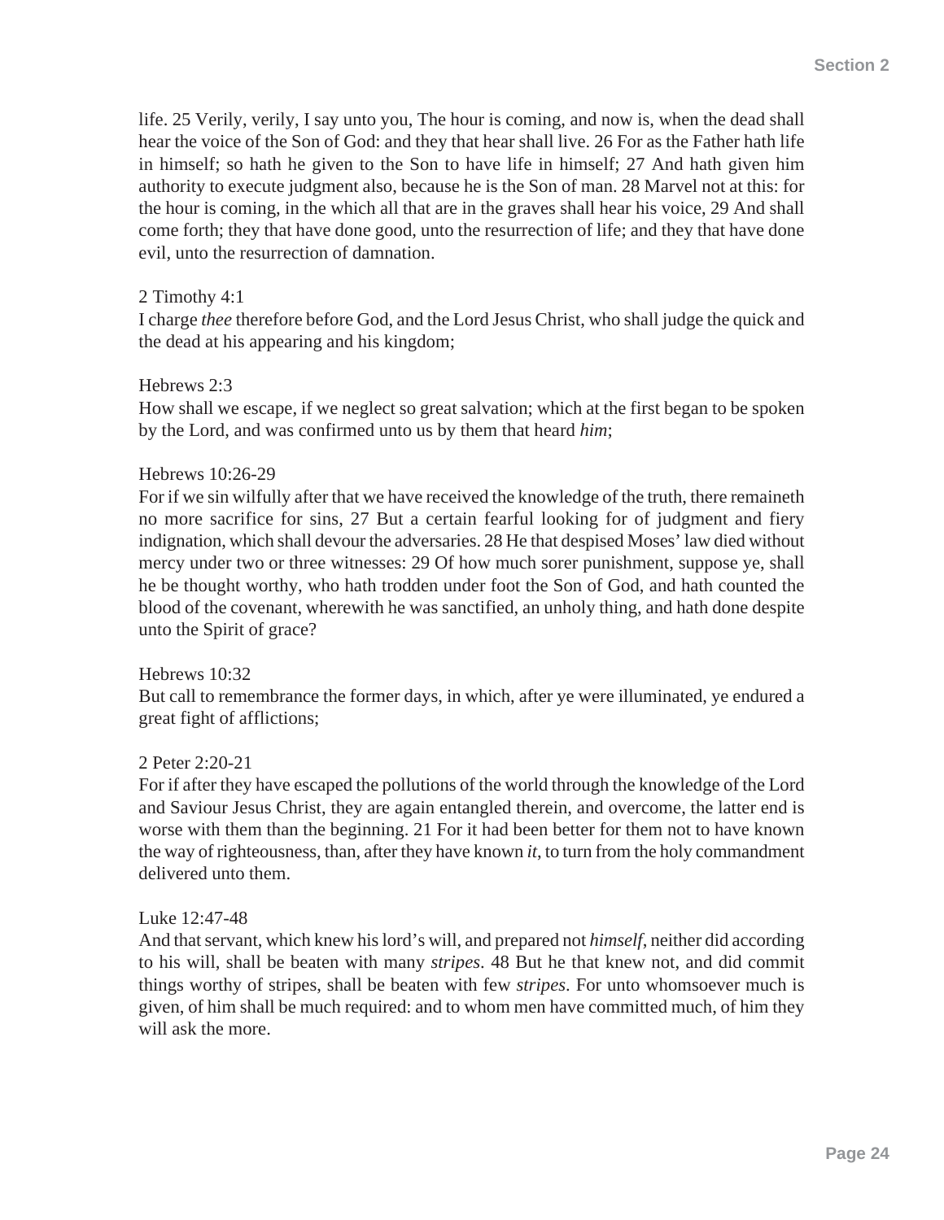life. 25 Verily, verily, I say unto you, The hour is coming, and now is, when the dead shall hear the voice of the Son of God: and they that hear shall live. 26 For as the Father hath life in himself; so hath he given to the Son to have life in himself; 27 And hath given him authority to execute judgment also, because he is the Son of man. 28 Marvel not at this: for the hour is coming, in the which all that are in the graves shall hear his voice, 29 And shall come forth; they that have done good, unto the resurrection of life; and they that have done evil, unto the resurrection of damnation.

2 Timothy 4:1
I charge *thee* therefore before God, and the Lord Jesus Christ, who shall judge the quick and the dead at his appearing and his kingdom;

Hebrews 2:3
How shall we escape, if we neglect so great salvation; which at the first began to be spoken by the Lord, and was confirmed unto us by them that heard *him*;

Hebrews 10:26-29
For if we sin wilfully after that we have received the knowledge of the truth, there remaineth no more sacrifice for sins, 27 But a certain fearful looking for of judgment and fiery indignation, which shall devour the adversaries. 28 He that despised Moses' law died without mercy under two or three witnesses: 29 Of how much sorer punishment, suppose ye, shall he be thought worthy, who hath trodden under foot the Son of God, and hath counted the blood of the covenant, wherewith he was sanctified, an unholy thing, and hath done despite unto the Spirit of grace?

Hebrews 10:32
But call to remembrance the former days, in which, after ye were illuminated, ye endured a great fight of afflictions;

2 Peter 2:20-21
For if after they have escaped the pollutions of the world through the knowledge of the Lord and Saviour Jesus Christ, they are again entangled therein, and overcome, the latter end is worse with them than the beginning. 21 For it had been better for them not to have known the way of righteousness, than, after they have known *it*, to turn from the holy commandment delivered unto them.

Luke 12:47-48
And that servant, which knew his lord's will, and prepared not *himself*, neither did according to his will, shall be beaten with many *stripes*. 48 But he that knew not, and did commit things worthy of stripes, shall be beaten with few *stripes*. For unto whomsoever much is given, of him shall be much required: and to whom men have committed much, of him they will ask the more.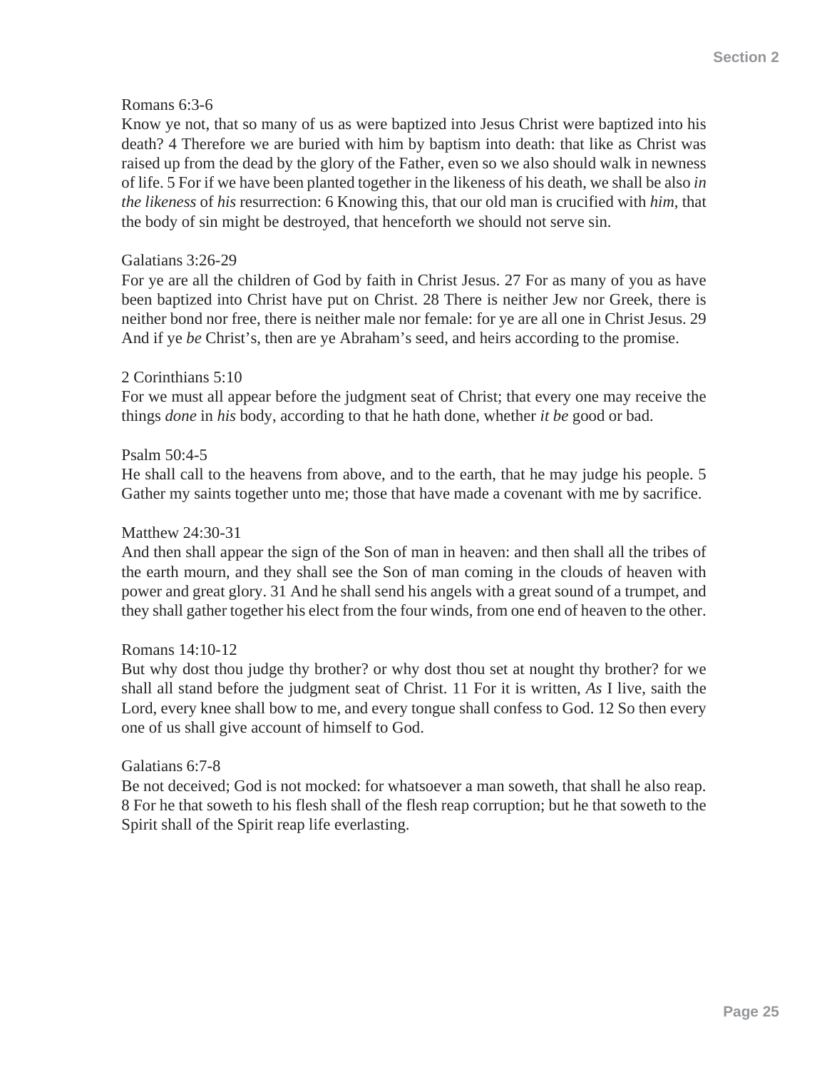Romans 6:3-6

Know ye not, that so many of us as were baptized into Jesus Christ were baptized into his death? 4 Therefore we are buried with him by baptism into death: that like as Christ was raised up from the dead by the glory of the Father, even so we also should walk in newness of life. 5 For if we have been planted together in the likeness of his death, we shall be also *in the likeness* of *his* resurrection: 6 Knowing this, that our old man is crucified with *him*, that the body of sin might be destroyed, that henceforth we should not serve sin.

Galatians 3:26-29

For ye are all the children of God by faith in Christ Jesus. 27 For as many of you as have been baptized into Christ have put on Christ. 28 There is neither Jew nor Greek, there is neither bond nor free, there is neither male nor female: for ye are all one in Christ Jesus. 29 And if ye *be* Christ's, then are ye Abraham's seed, and heirs according to the promise.

2 Corinthians 5:10

For we must all appear before the judgment seat of Christ; that every one may receive the things *done* in *his* body, according to that he hath done, whether *it be* good or bad.

Psalm 50:4-5

He shall call to the heavens from above, and to the earth, that he may judge his people. 5 Gather my saints together unto me; those that have made a covenant with me by sacrifice.

Matthew 24:30-31

And then shall appear the sign of the Son of man in heaven: and then shall all the tribes of the earth mourn, and they shall see the Son of man coming in the clouds of heaven with power and great glory. 31 And he shall send his angels with a great sound of a trumpet, and they shall gather together his elect from the four winds, from one end of heaven to the other.

Romans 14:10-12

But why dost thou judge thy brother? or why dost thou set at nought thy brother? for we shall all stand before the judgment seat of Christ. 11 For it is written, *As* I live, saith the Lord, every knee shall bow to me, and every tongue shall confess to God. 12 So then every one of us shall give account of himself to God.

Galatians 6:7-8

Be not deceived; God is not mocked: for whatsoever a man soweth, that shall he also reap. 8 For he that soweth to his flesh shall of the flesh reap corruption; but he that soweth to the Spirit shall of the Spirit reap life everlasting.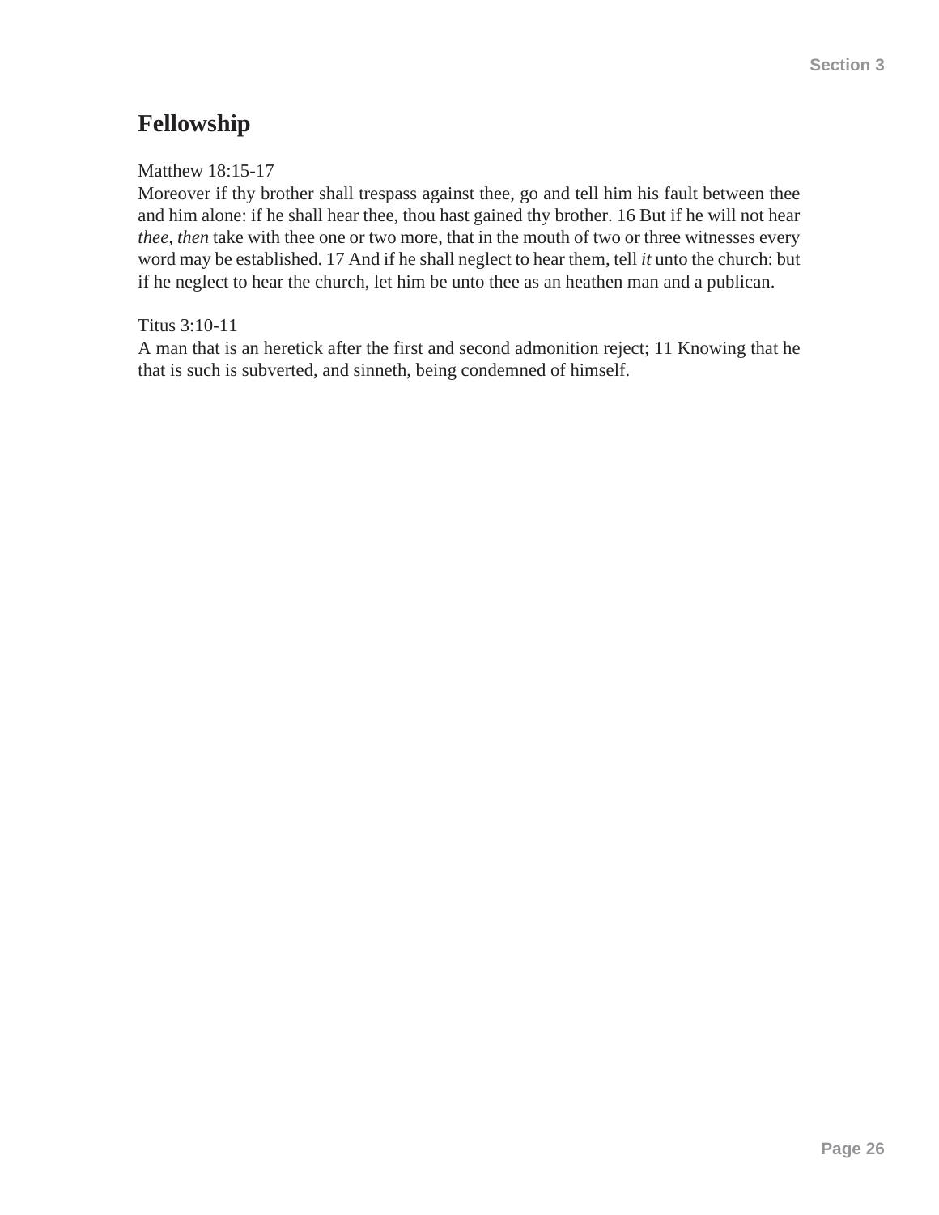## Fellowship

Matthew 18:15-17
Moreover if thy brother shall trespass against thee, go and tell him his fault between thee and him alone: if he shall hear thee, thou hast gained thy brother. 16 But if he will not hear *thee, then* take with thee one or two more, that in the mouth of two or three witnesses every word may be established. 17 And if he shall neglect to hear them, tell *it* unto the church: but if he neglect to hear the church, let him be unto thee as an heathen man and a publican.

Titus 3:10-11
A man that is an heretick after the first and second admonition reject; 11 Knowing that he that is such is subverted, and sinneth, being condemned of himself.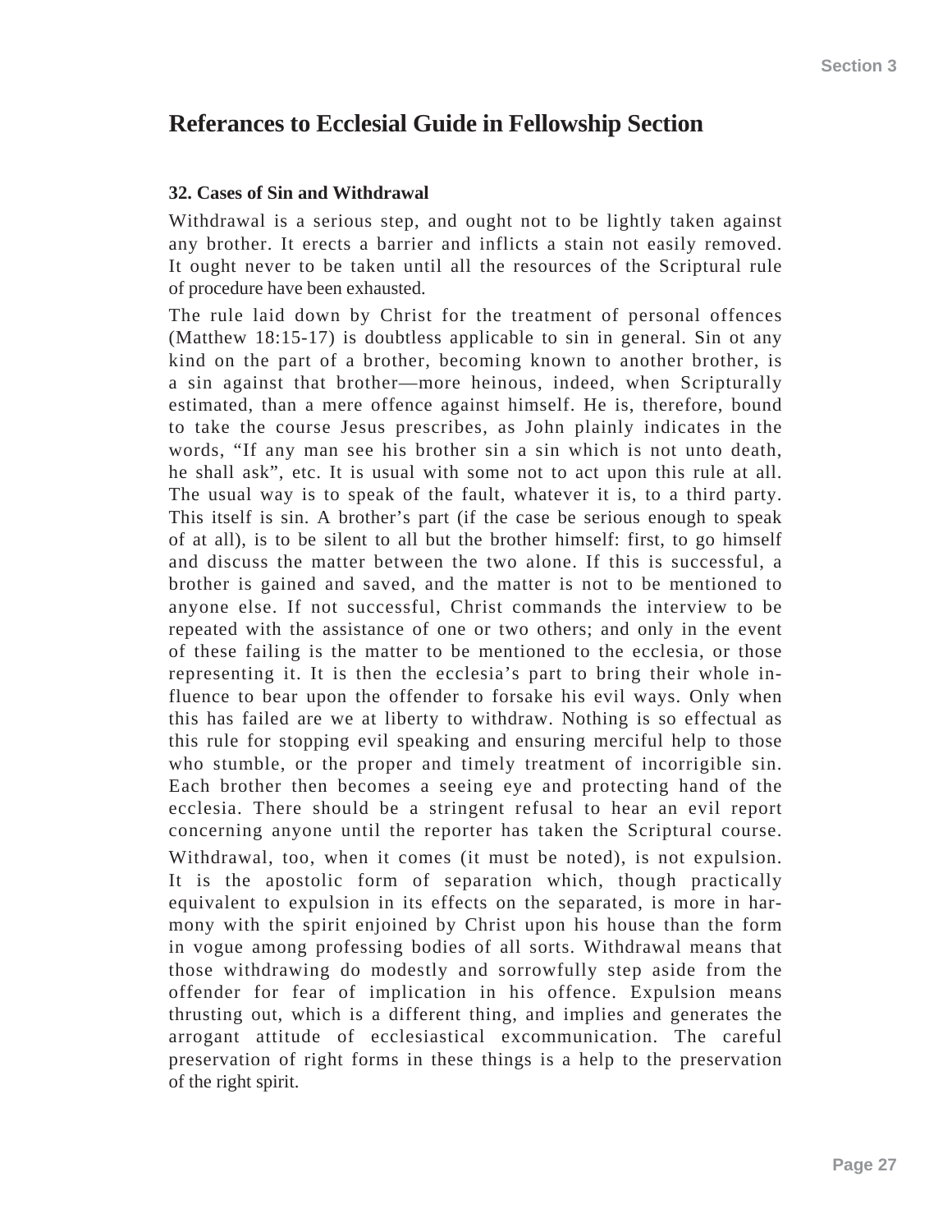## Referances to Ecclesial Guide in Fellowship Section

### 32. Cases of Sin and Withdrawal

Withdrawal is a serious step, and ought not to be lightly taken against any brother. It erects a barrier and inflicts a stain not easily removed. It ought never to be taken until all the resources of the Scriptural rule of procedure have been exhausted.

The rule laid down by Christ for the treatment of personal offences (Matthew 18:15-17) is doubtless applicable to sin in general. Sin ot any kind on the part of a brother, becoming known to another brother, is a sin against that brother—more heinous, indeed, when Scripturally estimated, than a mere offence against himself. He is, therefore, bound to take the course Jesus prescribes, as John plainly indicates in the words, "If any man see his brother sin a sin which is not unto death, he shall ask", etc. It is usual with some not to act upon this rule at all. The usual way is to speak of the fault, whatever it is, to a third party. This itself is sin. A brother's part (if the case be serious enough to speak of at all), is to be silent to all but the brother himself: first, to go himself and discuss the matter between the two alone. If this is successful, a brother is gained and saved, and the matter is not to be mentioned to anyone else. If not successful, Christ commands the interview to be repeated with the assistance of one or two others; and only in the event of these failing is the matter to be mentioned to the ecclesia, or those representing it. It is then the ecclesia's part to bring their whole influence to bear upon the offender to forsake his evil ways. Only when this has failed are we at liberty to withdraw. Nothing is so effectual as this rule for stopping evil speaking and ensuring merciful help to those who stumble, or the proper and timely treatment of incorrigible sin. Each brother then becomes a seeing eye and protecting hand of the ecclesia. There should be a stringent refusal to hear an evil report concerning anyone until the reporter has taken the Scriptural course.

Withdrawal, too, when it comes (it must be noted), is not expulsion. It is the apostolic form of separation which, though practically equivalent to expulsion in its effects on the separated, is more in harmony with the spirit enjoined by Christ upon his house than the form in vogue among professing bodies of all sorts. Withdrawal means that those withdrawing do modestly and sorrowfully step aside from the offender for fear of implication in his offence. Expulsion means thrusting out, which is a different thing, and implies and generates the arrogant attitude of ecclesiastical excommunication. The careful preservation of right forms in these things is a help to the preservation of the right spirit.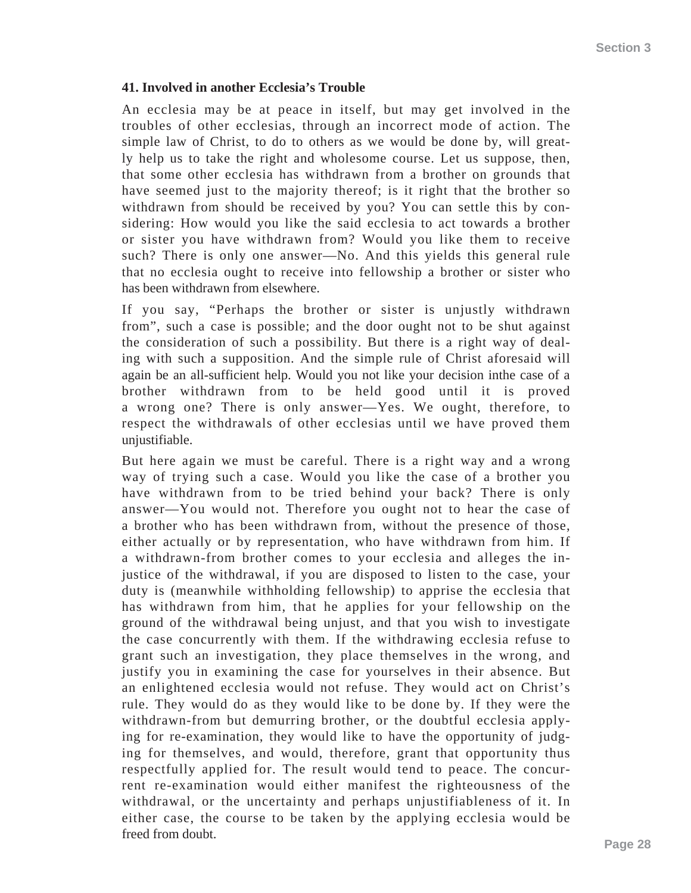### 41. Involved in another Ecclesia's Trouble

An ecclesia may be at peace in itself, but may get involved in the troubles of other ecclesias, through an incorrect mode of action. The simple law of Christ, to do to others as we would be done by, will greatly help us to take the right and wholesome course. Let us suppose, then, that some other ecclesia has withdrawn from a brother on grounds that have seemed just to the majority thereof; is it right that the brother so withdrawn from should be received by you? You can settle this by considering: How would you like the said ecclesia to act towards a brother or sister you have withdrawn from? Would you like them to receive such? There is only one answer—No. And this yields this general rule that no ecclesia ought to receive into fellowship a brother or sister who has been withdrawn from elsewhere.

If you say, "Perhaps the brother or sister is unjustly withdrawn from", such a case is possible; and the door ought not to be shut against the consideration of such a possibility. But there is a right way of dealing with such a supposition. And the simple rule of Christ aforesaid will again be an all-sufficient help. Would you not like your decision inthe case of a brother withdrawn from to be held good until it is proved a wrong one? There is only answer—Yes. We ought, therefore, to respect the withdrawals of other ecclesias until we have proved them unjustifiable.

But here again we must be careful. There is a right way and a wrong way of trying such a case. Would you like the case of a brother you have withdrawn from to be tried behind your back? There is only answer—You would not. Therefore you ought not to hear the case of a brother who has been withdrawn from, without the presence of those, either actually or by representation, who have withdrawn from him. If a withdrawn-from brother comes to your ecclesia and alleges the injustice of the withdrawal, if you are disposed to listen to the case, your duty is (meanwhile withholding fellowship) to apprise the ecclesia that has withdrawn from him, that he applies for your fellowship on the ground of the withdrawal being unjust, and that you wish to investigate the case concurrently with them. If the withdrawing ecclesia refuse to grant such an investigation, they place themselves in the wrong, and justify you in examining the case for yourselves in their absence. But an enlightened ecclesia would not refuse. They would act on Christ's rule. They would do as they would like to be done by. If they were the withdrawn-from but demurring brother, or the doubtful ecclesia applying for re-examination, they would like to have the opportunity of judging for themselves, and would, therefore, grant that opportunity thus respectfully applied for. The result would tend to peace. The concurrent re-examination would either manifest the righteousness of the withdrawal, or the uncertainty and perhaps unjustifiableness of it. In either case, the course to be taken by the applying ecclesia would be freed from doubt.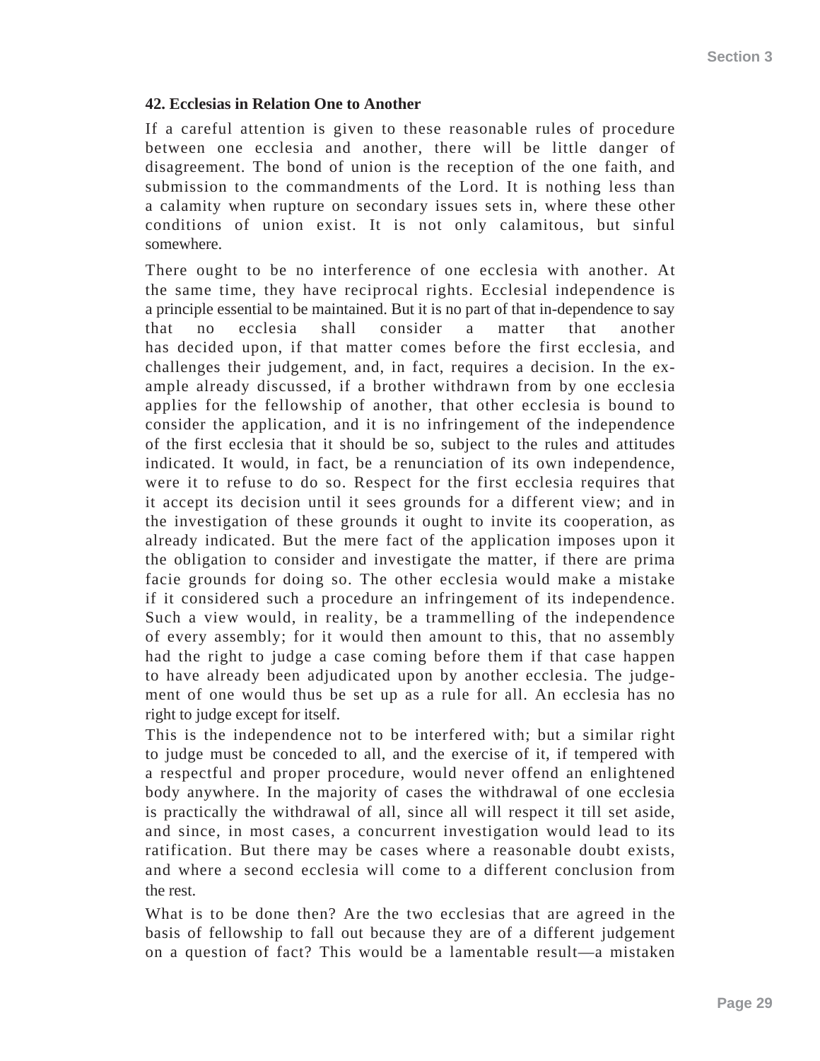### 42. Ecclesias in Relation One to Another

If a careful attention is given to these reasonable rules of procedure between one ecclesia and another, there will be little danger of disagreement. The bond of union is the reception of the one faith, and submission to the commandments of the Lord. It is nothing less than a calamity when rupture on secondary issues sets in, where these other conditions of union exist. It is not only calamitous, but sinful somewhere.

There ought to be no interference of one ecclesia with another. At the same time, they have reciprocal rights. Ecclesial independence is a principle essential to be maintained. But it is no part of that in-dependence to say that no ecclesia shall consider a matter that another has decided upon, if that matter comes before the first ecclesia, and challenges their judgement, and, in fact, requires a decision. In the example already discussed, if a brother withdrawn from by one ecclesia applies for the fellowship of another, that other ecclesia is bound to consider the application, and it is no infringement of the independence of the first ecclesia that it should be so, subject to the rules and attitudes indicated. It would, in fact, be a renunciation of its own independence, were it to refuse to do so. Respect for the first ecclesia requires that it accept its decision until it sees grounds for a different view; and in the investigation of these grounds it ought to invite its cooperation, as already indicated. But the mere fact of the application imposes upon it the obligation to consider and investigate the matter, if there are prima facie grounds for doing so. The other ecclesia would make a mistake if it considered such a procedure an infringement of its independence. Such a view would, in reality, be a trammelling of the independence of every assembly; for it would then amount to this, that no assembly had the right to judge a case coming before them if that case happen to have already been adjudicated upon by another ecclesia. The judgement of one would thus be set up as a rule for all. An ecclesia has no right to judge except for itself.

This is the independence not to be interfered with; but a similar right to judge must be conceded to all, and the exercise of it, if tempered with a respectful and proper procedure, would never offend an enlightened body anywhere. In the majority of cases the withdrawal of one ecclesia is practically the withdrawal of all, since all will respect it till set aside, and since, in most cases, a concurrent investigation would lead to its ratification. But there may be cases where a reasonable doubt exists, and where a second ecclesia will come to a different conclusion from the rest.

What is to be done then? Are the two ecclesias that are agreed in the basis of fellowship to fall out because they are of a different judgement on a question of fact? This would be a lamentable result—a mistaken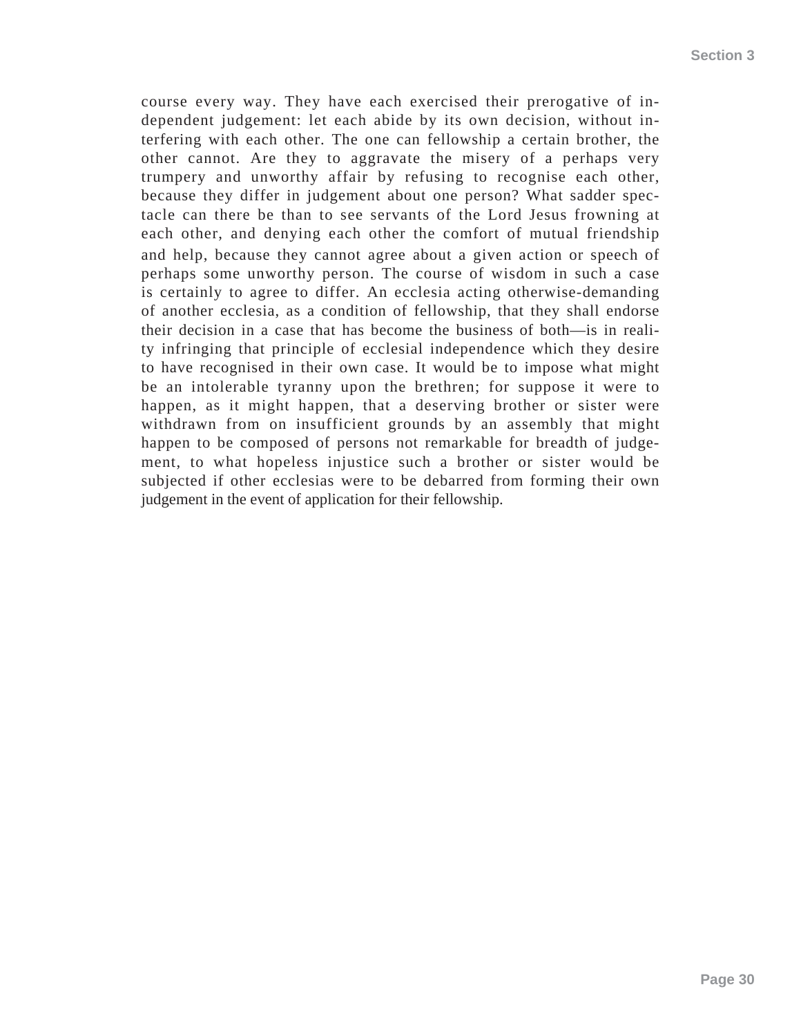course every way. They have each exercised their prerogative of independent judgement: let each abide by its own decision, without interfering with each other. The one can fellowship a certain brother, the other cannot. Are they to aggravate the misery of a perhaps very trumpery and unworthy affair by refusing to recognise each other, because they differ in judgement about one person? What sadder spectacle can there be than to see servants of the Lord Jesus frowning at each other, and denying each other the comfort of mutual friendship and help, because they cannot agree about a given action or speech of perhaps some unworthy person. The course of wisdom in such a case is certainly to agree to differ. An ecclesia acting otherwise-demanding of another ecclesia, as a condition of fellowship, that they shall endorse their decision in a case that has become the business of both—is in reality infringing that principle of ecclesial independence which they desire to have recognised in their own case. It would be to impose what might be an intolerable tyranny upon the brethren; for suppose it were to happen, as it might happen, that a deserving brother or sister were withdrawn from on insufficient grounds by an assembly that might happen to be composed of persons not remarkable for breadth of judgement, to what hopeless injustice such a brother or sister would be subjected if other ecclesias were to be debarred from forming their own judgement in the event of application for their fellowship.